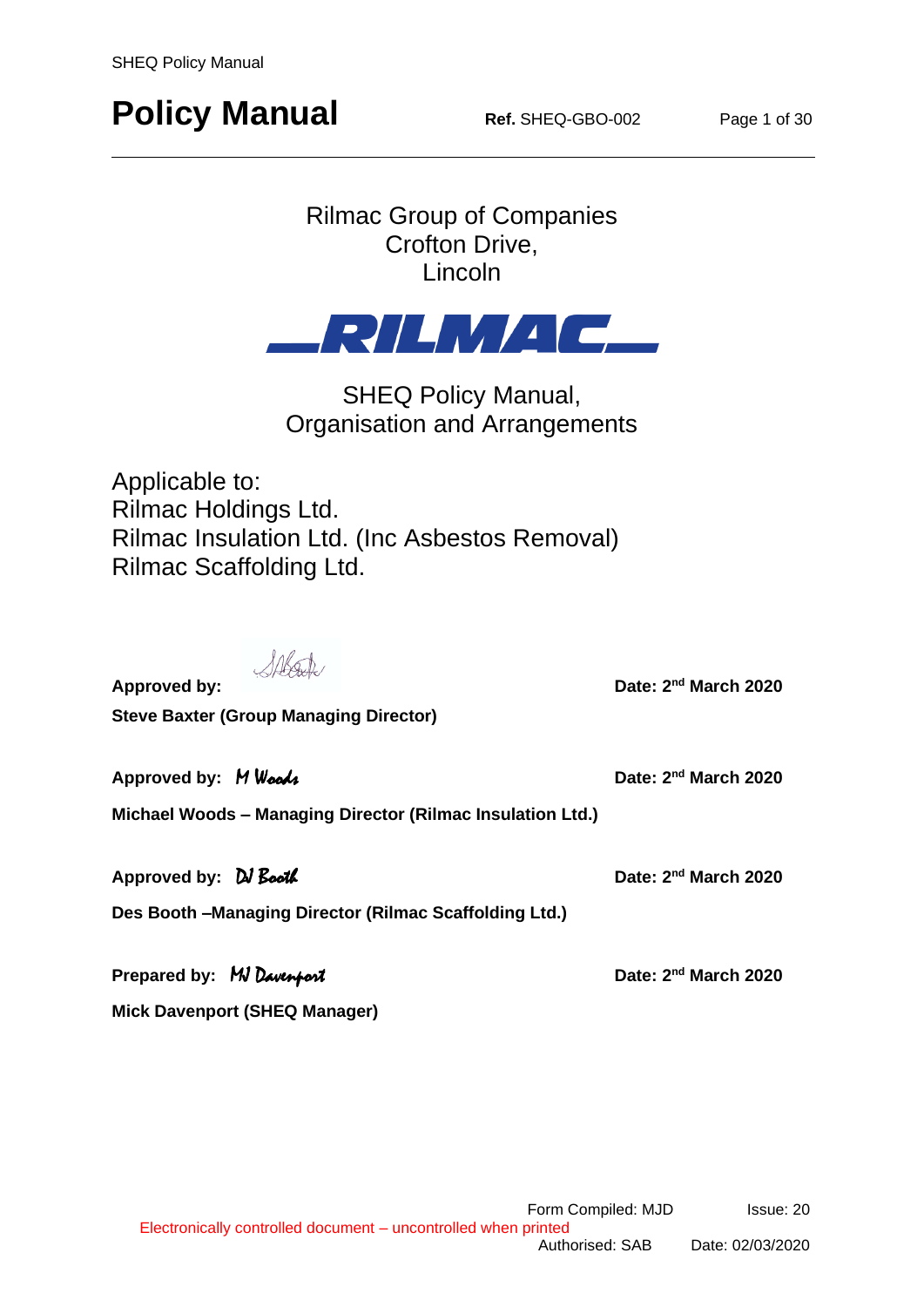# Policy Manual

**Ref.** SHEQ-GBO-002

Rilmac Group of Companies
Crofton Drive,
Lincoln

RILMAC

SHEQ Policy Manual,
Organisation and Arrangements

Applicable to:
Rilmac Holdings Ltd.
Rilmac Insulation Ltd. (Inc Asbestos Removal)
Rilmac Scaffolding Ltd.

**Approved by:** SABaxter **Date: 2nd March 2020**

**Steve Baxter (Group Managing Director)**

**Approved by:** M Woods **Date: 2nd March 2020**

**Michael Woods – Managing Director (Rilmac Insulation Ltd.)**

**Approved by:** DJ Booth **Date: 2nd March 2020**

**Des Booth –Managing Director (Rilmac Scaffolding Ltd.)**

**Prepared by:** MJ Davenport **Date: 2nd March 2020**

**Mick Davenport (SHEQ Manager)**

Form Compiled: MJD Issue: 20

Electronically controlled document – uncontrolled when printed

Authorised: SAB Date: 02/03/2020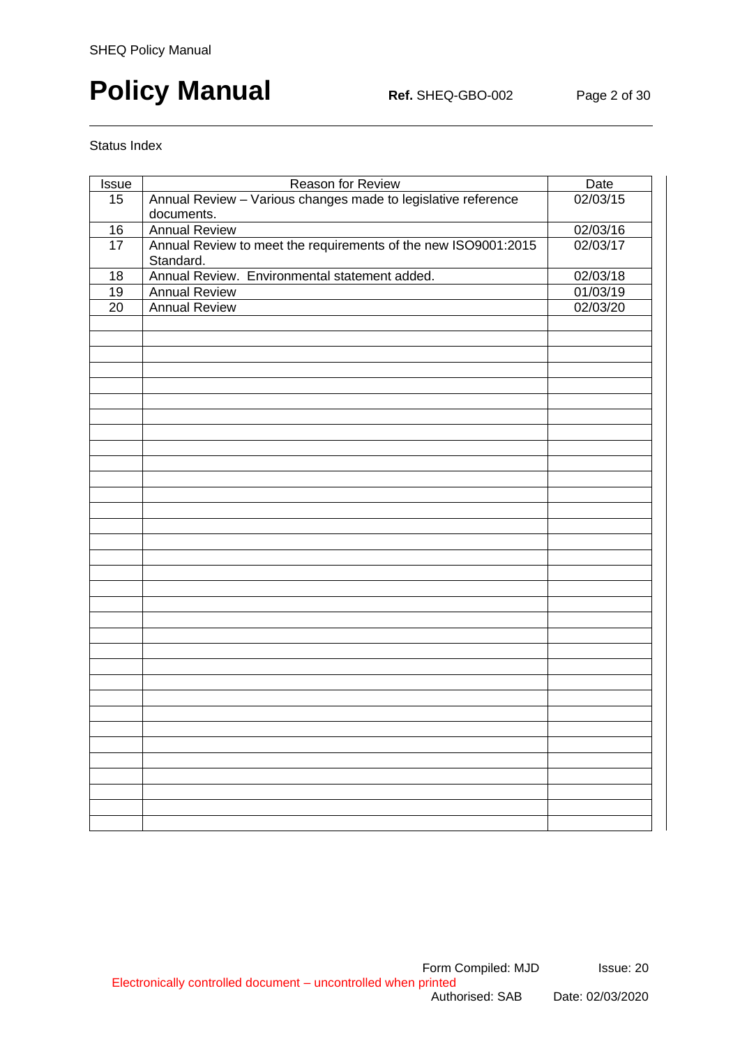Status Index

| Issue | Reason for Review | Date |
|---|---|---|
| 15 | Annual Review – Various changes made to legislative reference documents. | 02/03/15 |
| 16 | Annual Review | 02/03/16 |
| 17 | Annual Review to meet the requirements of the new ISO9001:2015 Standard. | 02/03/17 |
| 18 | Annual Review. Environmental statement added. | 02/03/18 |
| 19 | Annual Review | 01/03/19 |
| 20 | Annual Review | 02/03/20 |
| | | |
| | | |
| | | |
| | | |
| | | |
| | | |
| | | |
| | | |
| | | |
| | | |
| | | |
| | | |
| | | |
| | | |
| | | |
| | | |
| | | |
| | | |
| | | |
| | | |
| | | |
| | | |
| | | |
| | | |
| | | |
| | | |
| | | |
| | | |
| | | |
| | | |
| | | |
| | | |
| | | |

Form Compiled: MJD Issue: 20

Electronically controlled document – uncontrolled when printed

Authorised: SAB Date: 02/03/2020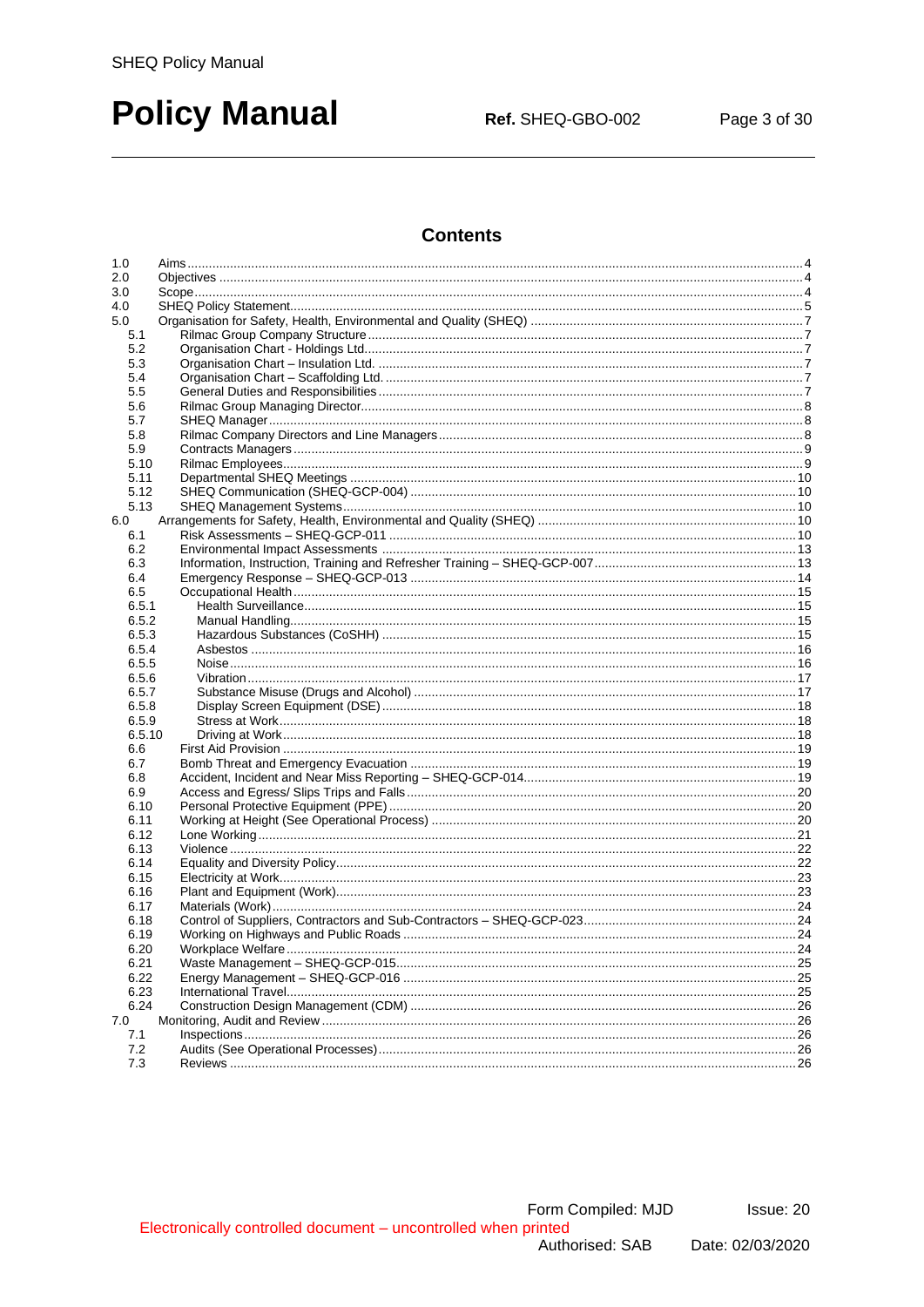# Contents

| | | |
|---|---|---|
| 1.0 | Aims | 4 |
| 2.0 | Objectives | 4 |
| 3.0 | Scope | 4 |
| 4.0 | SHEQ Policy Statement | 5 |
| 5.0 | Organisation for Safety, Health, Environmental and Quality (SHEQ) | 7 |
| 5.1 | Rilmac Group Company Structure | 7 |
| 5.2 | Organisation Chart - Holdings Ltd | 7 |
| 5.3 | Organisation Chart – Insulation Ltd. | 7 |
| 5.4 | Organisation Chart – Scaffolding Ltd. | 7 |
| 5.5 | General Duties and Responsibilities | 7 |
| 5.6 | Rilmac Group Managing Director | 8 |
| 5.7 | SHEQ Manager | 8 |
| 5.8 | Rilmac Company Directors and Line Managers | 8 |
| 5.9 | Contracts Managers | 9 |
| 5.10 | Rilmac Employees | 9 |
| 5.11 | Departmental SHEQ Meetings | 10 |
| 5.12 | SHEQ Communication (SHEQ-GCP-004) | 10 |
| 5.13 | SHEQ Management Systems | 10 |
| 6.0 | Arrangements for Safety, Health, Environmental and Quality (SHEQ) | 10 |
| 6.1 | Risk Assessments – SHEQ-GCP-011 | 10 |
| 6.2 | Environmental Impact Assessments | 13 |
| 6.3 | Information, Instruction, Training and Refresher Training – SHEQ-GCP-007 | 13 |
| 6.4 | Emergency Response – SHEQ-GCP-013 | 14 |
| 6.5 | Occupational Health | 15 |
| 6.5.1 | Health Surveillance | 15 |
| 6.5.2 | Manual Handling | 15 |
| 6.5.3 | Hazardous Substances (CoSHH) | 15 |
| 6.5.4 | Asbestos | 16 |
| 6.5.5 | Noise | 16 |
| 6.5.6 | Vibration | 17 |
| 6.5.7 | Substance Misuse (Drugs and Alcohol) | 17 |
| 6.5.8 | Display Screen Equipment (DSE) | 18 |
| 6.5.9 | Stress at Work | 18 |
| 6.5.10 | Driving at Work | 18 |
| 6.6 | First Aid Provision | 19 |
| 6.7 | Bomb Threat and Emergency Evacuation | 19 |
| 6.8 | Accident, Incident and Near Miss Reporting – SHEQ-GCP-014 | 19 |
| 6.9 | Access and Egress/ Slips Trips and Falls | 20 |
| 6.10 | Personal Protective Equipment (PPE) | 20 |
| 6.11 | Working at Height (See Operational Process) | 20 |
| 6.12 | Lone Working | 21 |
| 6.13 | Violence | 22 |
| 6.14 | Equality and Diversity Policy | 22 |
| 6.15 | Electricity at Work | 23 |
| 6.16 | Plant and Equipment (Work) | 23 |
| 6.17 | Materials (Work) | 24 |
| 6.18 | Control of Suppliers, Contractors and Sub-Contractors – SHEQ-GCP-023 | 24 |
| 6.19 | Working on Highways and Public Roads | 24 |
| 6.20 | Workplace Welfare | 24 |
| 6.21 | Waste Management – SHEQ-GCP-015 | 25 |
| 6.22 | Energy Management – SHEQ-GCP-016 | 25 |
| 6.23 | International Travel | 25 |
| 6.24 | Construction Design Management (CDM) | 26 |
| 7.0 | Monitoring, Audit and Review | 26 |
| 7.1 | Inspections | 26 |
| 7.2 | Audits (See Operational Processes) | 26 |
| 7.3 | Reviews | 26 |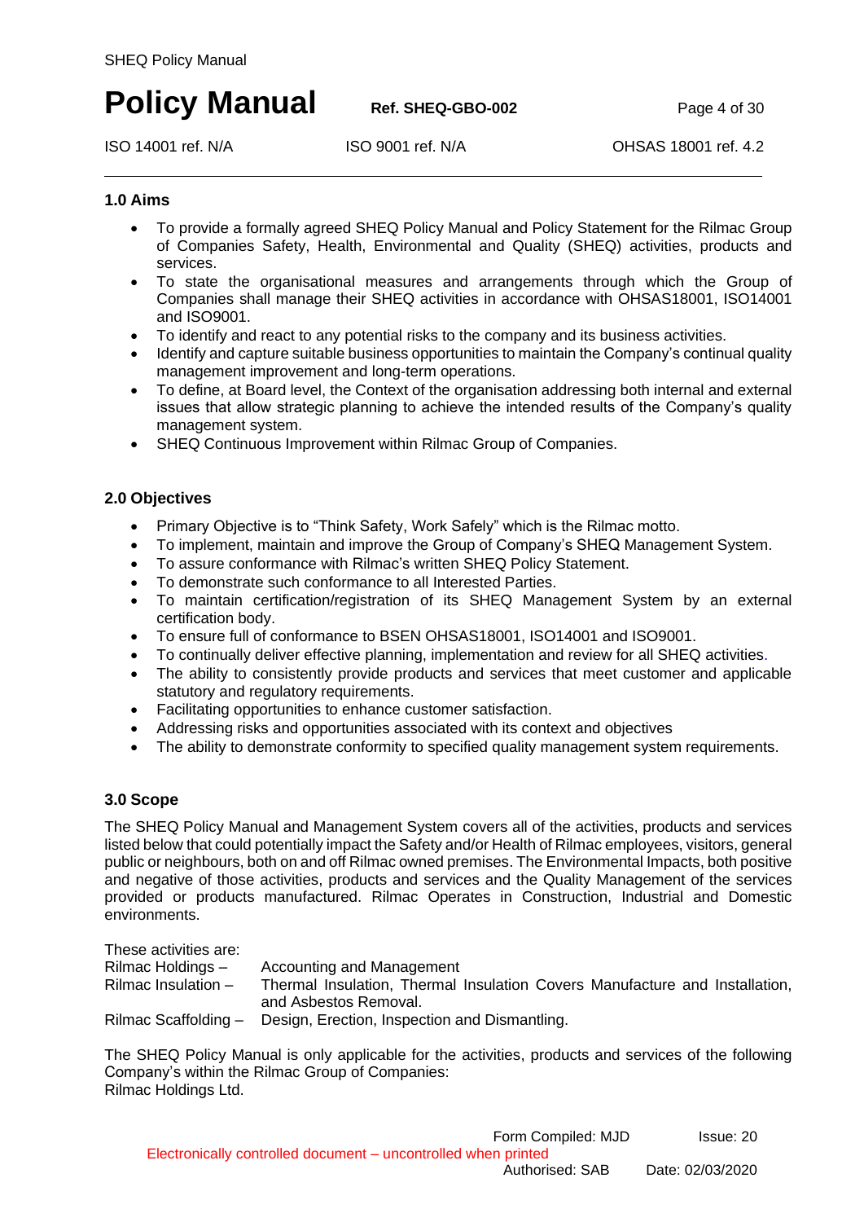## 1.0 Aims

- To provide a formally agreed SHEQ Policy Manual and Policy Statement for the Rilmac Group of Companies Safety, Health, Environmental and Quality (SHEQ) activities, products and services.
- To state the organisational measures and arrangements through which the Group of Companies shall manage their SHEQ activities in accordance with OHSAS18001, ISO14001 and ISO9001.
- To identify and react to any potential risks to the company and its business activities.
- Identify and capture suitable business opportunities to maintain the Company's continual quality management improvement and long-term operations.
- To define, at Board level, the Context of the organisation addressing both internal and external issues that allow strategic planning to achieve the intended results of the Company's quality management system.
- SHEQ Continuous Improvement within Rilmac Group of Companies.

## 2.0 Objectives

- Primary Objective is to "Think Safety, Work Safely" which is the Rilmac motto.
- To implement, maintain and improve the Group of Company's SHEQ Management System.
- To assure conformance with Rilmac's written SHEQ Policy Statement.
- To demonstrate such conformance to all Interested Parties.
- To maintain certification/registration of its SHEQ Management System by an external certification body.
- To ensure full of conformance to BSEN OHSAS18001, ISO14001 and ISO9001.
- To continually deliver effective planning, implementation and review for all SHEQ activities.
- The ability to consistently provide products and services that meet customer and applicable statutory and regulatory requirements.
- Facilitating opportunities to enhance customer satisfaction.
- Addressing risks and opportunities associated with its context and objectives
- The ability to demonstrate conformity to specified quality management system requirements.

## 3.0 Scope

The SHEQ Policy Manual and Management System covers all of the activities, products and services listed below that could potentially impact the Safety and/or Health of Rilmac employees, visitors, general public or neighbours, both on and off Rilmac owned premises. The Environmental Impacts, both positive and negative of those activities, products and services and the Quality Management of the services provided or products manufactured. Rilmac Operates in Construction, Industrial and Domestic environments.

These activities are:

Rilmac Holdings – Accounting and Management

Rilmac Insulation – Thermal Insulation, Thermal Insulation Covers Manufacture and Installation, and Asbestos Removal.

Rilmac Scaffolding – Design, Erection, Inspection and Dismantling.

The SHEQ Policy Manual is only applicable for the activities, products and services of the following Company's within the Rilmac Group of Companies:
Rilmac Holdings Ltd.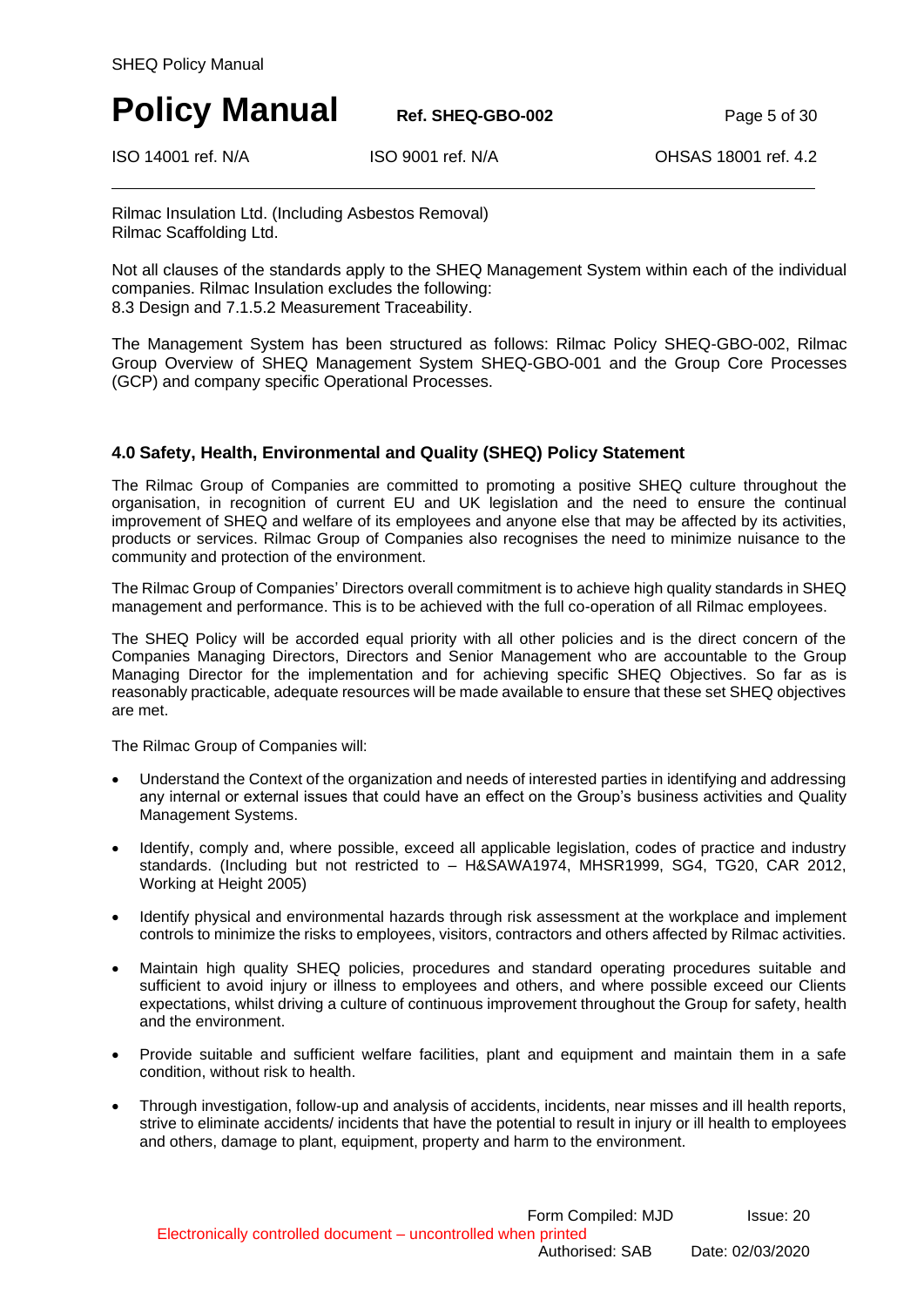Rilmac Insulation Ltd. (Including Asbestos Removal)
Rilmac Scaffolding Ltd.

Not all clauses of the standards apply to the SHEQ Management System within each of the individual companies. Rilmac Insulation excludes the following:
8.3 Design and 7.1.5.2 Measurement Traceability.

The Management System has been structured as follows: Rilmac Policy SHEQ-GBO-002, Rilmac Group Overview of SHEQ Management System SHEQ-GBO-001 and the Group Core Processes (GCP) and company specific Operational Processes.

### 4.0 Safety, Health, Environmental and Quality (SHEQ) Policy Statement

The Rilmac Group of Companies are committed to promoting a positive SHEQ culture throughout the organisation, in recognition of current EU and UK legislation and the need to ensure the continual improvement of SHEQ and welfare of its employees and anyone else that may be affected by its activities, products or services. Rilmac Group of Companies also recognises the need to minimize nuisance to the community and protection of the environment.

The Rilmac Group of Companies' Directors overall commitment is to achieve high quality standards in SHEQ management and performance. This is to be achieved with the full co-operation of all Rilmac employees.

The SHEQ Policy will be accorded equal priority with all other policies and is the direct concern of the Companies Managing Directors, Directors and Senior Management who are accountable to the Group Managing Director for the implementation and for achieving specific SHEQ Objectives. So far as is reasonably practicable, adequate resources will be made available to ensure that these set SHEQ objectives are met.

The Rilmac Group of Companies will:

- Understand the Context of the organization and needs of interested parties in identifying and addressing any internal or external issues that could have an effect on the Group's business activities and Quality Management Systems.
- Identify, comply and, where possible, exceed all applicable legislation, codes of practice and industry standards. (Including but not restricted to – H&SAWA1974, MHSR1999, SG4, TG20, CAR 2012, Working at Height 2005)
- Identify physical and environmental hazards through risk assessment at the workplace and implement controls to minimize the risks to employees, visitors, contractors and others affected by Rilmac activities.
- Maintain high quality SHEQ policies, procedures and standard operating procedures suitable and sufficient to avoid injury or illness to employees and others, and where possible exceed our Clients expectations, whilst driving a culture of continuous improvement throughout the Group for safety, health and the environment.
- Provide suitable and sufficient welfare facilities, plant and equipment and maintain them in a safe condition, without risk to health.
- Through investigation, follow-up and analysis of accidents, incidents, near misses and ill health reports, strive to eliminate accidents/ incidents that have the potential to result in injury or ill health to employees and others, damage to plant, equipment, property and harm to the environment.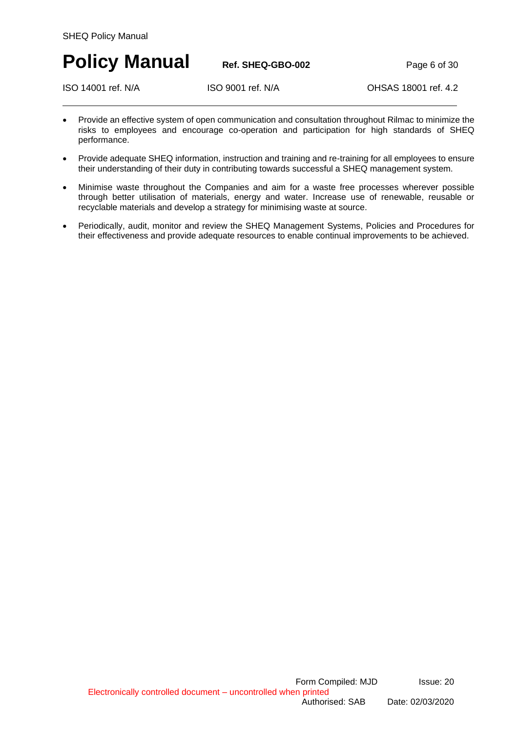- Provide an effective system of open communication and consultation throughout Rilmac to minimize the risks to employees and encourage co-operation and participation for high standards of SHEQ performance.
- Provide adequate SHEQ information, instruction and training and re-training for all employees to ensure their understanding of their duty in contributing towards successful a SHEQ management system.
- Minimise waste throughout the Companies and aim for a waste free processes wherever possible through better utilisation of materials, energy and water. Increase use of renewable, reusable or recyclable materials and develop a strategy for minimising waste at source.
- Periodically, audit, monitor and review the SHEQ Management Systems, Policies and Procedures for their effectiveness and provide adequate resources to enable continual improvements to be achieved.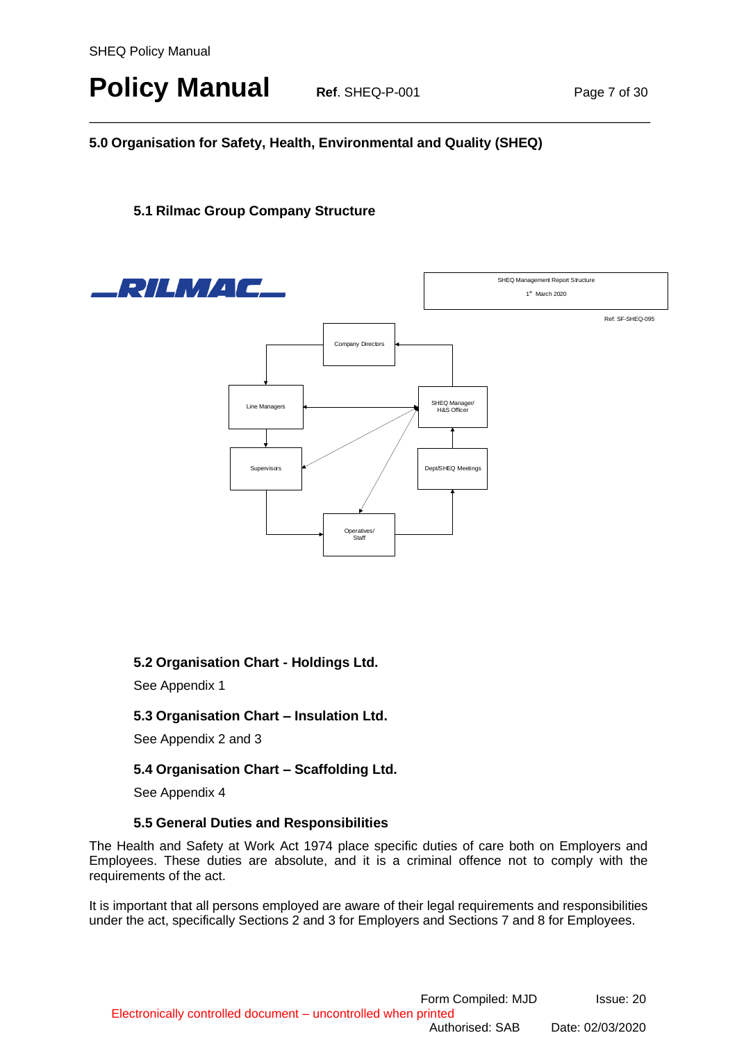## 5.0 Organisation for Safety, Health, Environmental and Quality (SHEQ)

### 5.1 Rilmac Group Company Structure

RILMAC

SHEQ Management Report Structure

1st March 2020

Ref: SF-SHEQ-095

Company Directors

Line Managers

SHEQ Manager/ H&S Officer

Supervisors

Dept/SHEQ Meetings

Operatives/ Staff

### 5.2 Organisation Chart - Holdings Ltd.

See Appendix 1

### 5.3 Organisation Chart – Insulation Ltd.

See Appendix 2 and 3

### 5.4 Organisation Chart – Scaffolding Ltd.

See Appendix 4

### 5.5 General Duties and Responsibilities

The Health and Safety at Work Act 1974 place specific duties of care both on Employers and Employees. These duties are absolute, and it is a criminal offence not to comply with the requirements of the act.

It is important that all persons employed are aware of their legal requirements and responsibilities under the act, specifically Sections 2 and 3 for Employers and Sections 7 and 8 for Employees.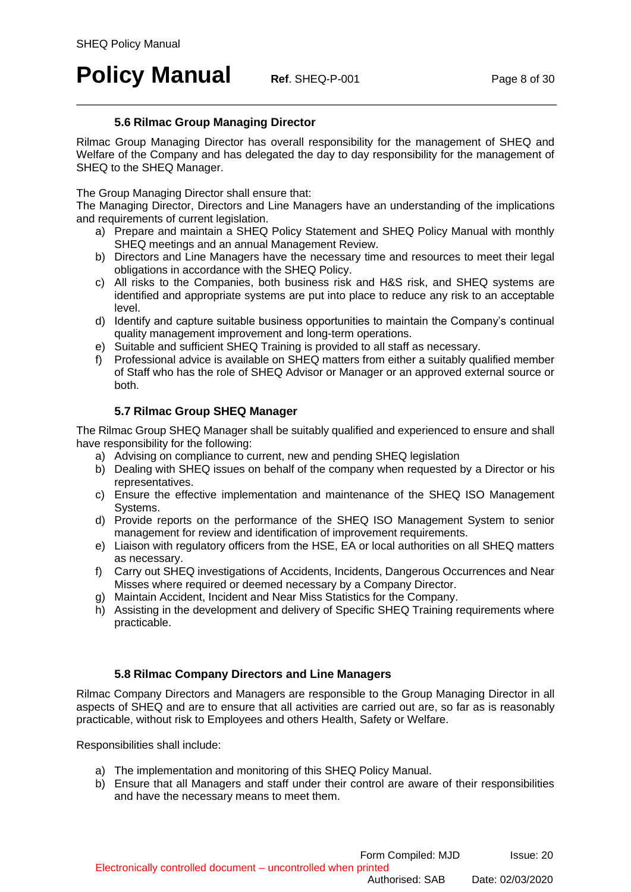### 5.6 Rilmac Group Managing Director

Rilmac Group Managing Director has overall responsibility for the management of SHEQ and Welfare of the Company and has delegated the day to day responsibility for the management of SHEQ to the SHEQ Manager.

The Group Managing Director shall ensure that:
The Managing Director, Directors and Line Managers have an understanding of the implications and requirements of current legislation.

a) Prepare and maintain a SHEQ Policy Statement and SHEQ Policy Manual with monthly SHEQ meetings and an annual Management Review.
b) Directors and Line Managers have the necessary time and resources to meet their legal obligations in accordance with the SHEQ Policy.
c) All risks to the Companies, both business risk and H&S risk, and SHEQ systems are identified and appropriate systems are put into place to reduce any risk to an acceptable level.
d) Identify and capture suitable business opportunities to maintain the Company's continual quality management improvement and long-term operations.
e) Suitable and sufficient SHEQ Training is provided to all staff as necessary.
f) Professional advice is available on SHEQ matters from either a suitably qualified member of Staff who has the role of SHEQ Advisor or Manager or an approved external source or both.

### 5.7 Rilmac Group SHEQ Manager

The Rilmac Group SHEQ Manager shall be suitably qualified and experienced to ensure and shall have responsibility for the following:

a) Advising on compliance to current, new and pending SHEQ legislation
b) Dealing with SHEQ issues on behalf of the company when requested by a Director or his representatives.
c) Ensure the effective implementation and maintenance of the SHEQ ISO Management Systems.
d) Provide reports on the performance of the SHEQ ISO Management System to senior management for review and identification of improvement requirements.
e) Liaison with regulatory officers from the HSE, EA or local authorities on all SHEQ matters as necessary.
f) Carry out SHEQ investigations of Accidents, Incidents, Dangerous Occurrences and Near Misses where required or deemed necessary by a Company Director.
g) Maintain Accident, Incident and Near Miss Statistics for the Company.
h) Assisting in the development and delivery of Specific SHEQ Training requirements where practicable.

### 5.8 Rilmac Company Directors and Line Managers

Rilmac Company Directors and Managers are responsible to the Group Managing Director in all aspects of SHEQ and are to ensure that all activities are carried out are, so far as is reasonably practicable, without risk to Employees and others Health, Safety or Welfare.

Responsibilities shall include:

a) The implementation and monitoring of this SHEQ Policy Manual.
b) Ensure that all Managers and staff under their control are aware of their responsibilities and have the necessary means to meet them.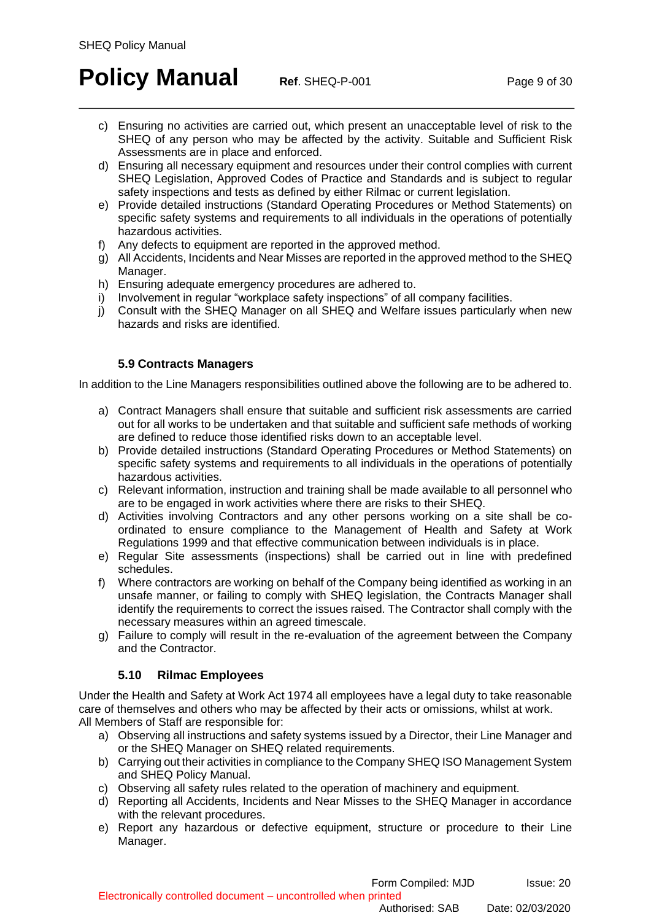c) Ensuring no activities are carried out, which present an unacceptable level of risk to the SHEQ of any person who may be affected by the activity. Suitable and Sufficient Risk Assessments are in place and enforced.
d) Ensuring all necessary equipment and resources under their control complies with current SHEQ Legislation, Approved Codes of Practice and Standards and is subject to regular safety inspections and tests as defined by either Rilmac or current legislation.
e) Provide detailed instructions (Standard Operating Procedures or Method Statements) on specific safety systems and requirements to all individuals in the operations of potentially hazardous activities.
f) Any defects to equipment are reported in the approved method.
g) All Accidents, Incidents and Near Misses are reported in the approved method to the SHEQ Manager.
h) Ensuring adequate emergency procedures are adhered to.
i) Involvement in regular "workplace safety inspections" of all company facilities.
j) Consult with the SHEQ Manager on all SHEQ and Welfare issues particularly when new hazards and risks are identified.

### 5.9 Contracts Managers

In addition to the Line Managers responsibilities outlined above the following are to be adhered to.

a) Contract Managers shall ensure that suitable and sufficient risk assessments are carried out for all works to be undertaken and that suitable and sufficient safe methods of working are defined to reduce those identified risks down to an acceptable level.
b) Provide detailed instructions (Standard Operating Procedures or Method Statements) on specific safety systems and requirements to all individuals in the operations of potentially hazardous activities.
c) Relevant information, instruction and training shall be made available to all personnel who are to be engaged in work activities where there are risks to their SHEQ.
d) Activities involving Contractors and any other persons working on a site shall be co-ordinated to ensure compliance to the Management of Health and Safety at Work Regulations 1999 and that effective communication between individuals is in place.
e) Regular Site assessments (inspections) shall be carried out in line with predefined schedules.
f) Where contractors are working on behalf of the Company being identified as working in an unsafe manner, or failing to comply with SHEQ legislation, the Contracts Manager shall identify the requirements to correct the issues raised. The Contractor shall comply with the necessary measures within an agreed timescale.
g) Failure to comply will result in the re-evaluation of the agreement between the Company and the Contractor.

### 5.10 Rilmac Employees

Under the Health and Safety at Work Act 1974 all employees have a legal duty to take reasonable care of themselves and others who may be affected by their acts or omissions, whilst at work.
All Members of Staff are responsible for:

a) Observing all instructions and safety systems issued by a Director, their Line Manager and or the SHEQ Manager on SHEQ related requirements.
b) Carrying out their activities in compliance to the Company SHEQ ISO Management System and SHEQ Policy Manual.
c) Observing all safety rules related to the operation of machinery and equipment.
d) Reporting all Accidents, Incidents and Near Misses to the SHEQ Manager in accordance with the relevant procedures.
e) Report any hazardous or defective equipment, structure or procedure to their Line Manager.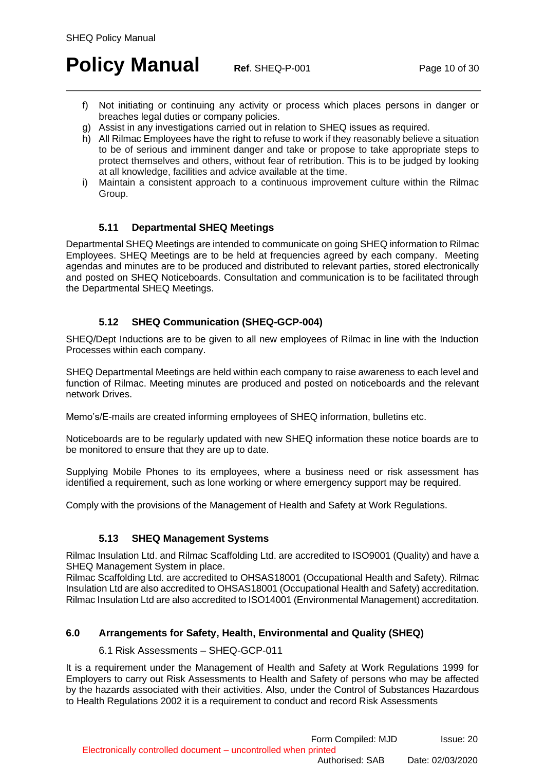f) Not initiating or continuing any activity or process which places persons in danger or breaches legal duties or company policies.
g) Assist in any investigations carried out in relation to SHEQ issues as required.
h) All Rilmac Employees have the right to refuse to work if they reasonably believe a situation to be of serious and imminent danger and take or propose to take appropriate steps to protect themselves and others, without fear of retribution. This is to be judged by looking at all knowledge, facilities and advice available at the time.
i) Maintain a consistent approach to a continuous improvement culture within the Rilmac Group.

### 5.11 Departmental SHEQ Meetings

Departmental SHEQ Meetings are intended to communicate on going SHEQ information to Rilmac Employees. SHEQ Meetings are to be held at frequencies agreed by each company. Meeting agendas and minutes are to be produced and distributed to relevant parties, stored electronically and posted on SHEQ Noticeboards. Consultation and communication is to be facilitated through the Departmental SHEQ Meetings.

### 5.12 SHEQ Communication (SHEQ-GCP-004)

SHEQ/Dept Inductions are to be given to all new employees of Rilmac in line with the Induction Processes within each company.

SHEQ Departmental Meetings are held within each company to raise awareness to each level and function of Rilmac. Meeting minutes are produced and posted on noticeboards and the relevant network Drives.

Memo's/E-mails are created informing employees of SHEQ information, bulletins etc.

Noticeboards are to be regularly updated with new SHEQ information these notice boards are to be monitored to ensure that they are up to date.

Supplying Mobile Phones to its employees, where a business need or risk assessment has identified a requirement, such as lone working or where emergency support may be required.

Comply with the provisions of the Management of Health and Safety at Work Regulations.

### 5.13 SHEQ Management Systems

Rilmac Insulation Ltd. and Rilmac Scaffolding Ltd. are accredited to ISO9001 (Quality) and have a SHEQ Management System in place.
Rilmac Scaffolding Ltd. are accredited to OHSAS18001 (Occupational Health and Safety). Rilmac Insulation Ltd are also accredited to OHSAS18001 (Occupational Health and Safety) accreditation. Rilmac Insulation Ltd are also accredited to ISO14001 (Environmental Management) accreditation.

## 6.0 Arrangements for Safety, Health, Environmental and Quality (SHEQ)

6.1 Risk Assessments – SHEQ-GCP-011

It is a requirement under the Management of Health and Safety at Work Regulations 1999 for Employers to carry out Risk Assessments to Health and Safety of persons who may be affected by the hazards associated with their activities. Also, under the Control of Substances Hazardous to Health Regulations 2002 it is a requirement to conduct and record Risk Assessments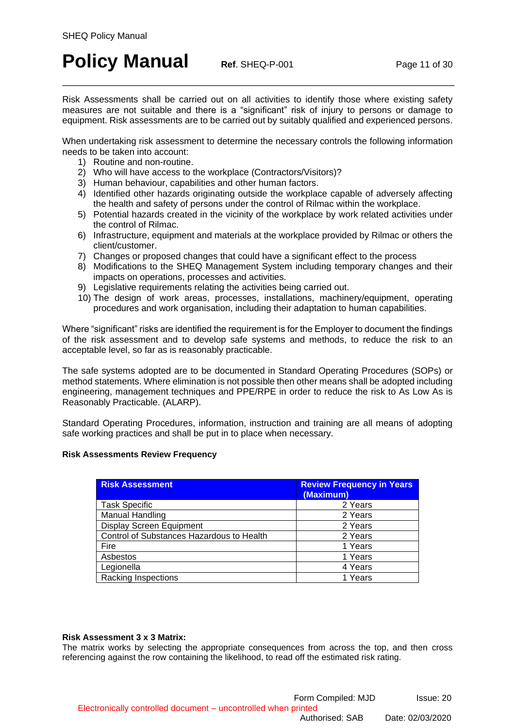Risk Assessments shall be carried out on all activities to identify those where existing safety measures are not suitable and there is a "significant" risk of injury to persons or damage to equipment. Risk assessments are to be carried out by suitably qualified and experienced persons.

When undertaking risk assessment to determine the necessary controls the following information needs to be taken into account:

1) Routine and non-routine.
2) Who will have access to the workplace (Contractors/Visitors)?
3) Human behaviour, capabilities and other human factors.
4) Identified other hazards originating outside the workplace capable of adversely affecting the health and safety of persons under the control of Rilmac within the workplace.
5) Potential hazards created in the vicinity of the workplace by work related activities under the control of Rilmac.
6) Infrastructure, equipment and materials at the workplace provided by Rilmac or others the client/customer.
7) Changes or proposed changes that could have a significant effect to the process
8) Modifications to the SHEQ Management System including temporary changes and their impacts on operations, processes and activities.
9) Legislative requirements relating the activities being carried out.
10) The design of work areas, processes, installations, machinery/equipment, operating procedures and work organisation, including their adaptation to human capabilities.

Where "significant" risks are identified the requirement is for the Employer to document the findings of the risk assessment and to develop safe systems and methods, to reduce the risk to an acceptable level, so far as is reasonably practicable.

The safe systems adopted are to be documented in Standard Operating Procedures (SOPs) or method statements. Where elimination is not possible then other means shall be adopted including engineering, management techniques and PPE/RPE in order to reduce the risk to As Low As is Reasonably Practicable. (ALARP).

Standard Operating Procedures, information, instruction and training are all means of adopting safe working practices and shall be put in to place when necessary.

**Risk Assessments Review Frequency**

| Risk Assessment | Review Frequency in Years (Maximum) |
|---|---|
| Task Specific | 2 Years |
| Manual Handling | 2 Years |
| Display Screen Equipment | 2 Years |
| Control of Substances Hazardous to Health | 2 Years |
| Fire | 1 Years |
| Asbestos | 1 Years |
| Legionella | 4 Years |
| Racking Inspections | 1 Years |

**Risk Assessment 3 x 3 Matrix:**

The matrix works by selecting the appropriate consequences from across the top, and then cross referencing against the row containing the likelihood, to read off the estimated risk rating.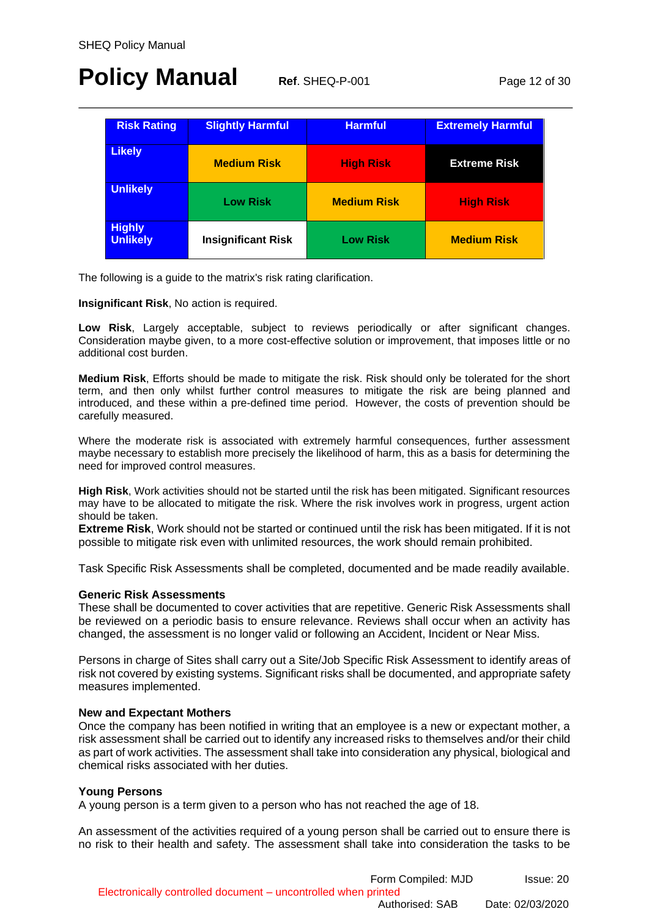| Risk Rating | Slightly Harmful | Harmful | Extremely Harmful |
|---|---|---|---|
| Likely | Medium Risk | High Risk | Extreme Risk |
| Unlikely | Low Risk | Medium Risk | High Risk |
| Highly Unlikely | Insignificant Risk | Low Risk | Medium Risk |

The following is a guide to the matrix's risk rating clarification.

**Insignificant Risk**, No action is required.

**Low Risk**, Largely acceptable, subject to reviews periodically or after significant changes. Consideration maybe given, to a more cost-effective solution or improvement, that imposes little or no additional cost burden.

**Medium Risk**, Efforts should be made to mitigate the risk. Risk should only be tolerated for the short term, and then only whilst further control measures to mitigate the risk are being planned and introduced, and these within a pre-defined time period. However, the costs of prevention should be carefully measured.

Where the moderate risk is associated with extremely harmful consequences, further assessment maybe necessary to establish more precisely the likelihood of harm, this as a basis for determining the need for improved control measures.

**High Risk**, Work activities should not be started until the risk has been mitigated. Significant resources may have to be allocated to mitigate the risk. Where the risk involves work in progress, urgent action should be taken.

**Extreme Risk**, Work should not be started or continued until the risk has been mitigated. If it is not possible to mitigate risk even with unlimited resources, the work should remain prohibited.

Task Specific Risk Assessments shall be completed, documented and be made readily available.

### Generic Risk Assessments

These shall be documented to cover activities that are repetitive. Generic Risk Assessments shall be reviewed on a periodic basis to ensure relevance. Reviews shall occur when an activity has changed, the assessment is no longer valid or following an Accident, Incident or Near Miss.

Persons in charge of Sites shall carry out a Site/Job Specific Risk Assessment to identify areas of risk not covered by existing systems. Significant risks shall be documented, and appropriate safety measures implemented.

### New and Expectant Mothers

Once the company has been notified in writing that an employee is a new or expectant mother, a risk assessment shall be carried out to identify any increased risks to themselves and/or their child as part of work activities. The assessment shall take into consideration any physical, biological and chemical risks associated with her duties.

### Young Persons

A young person is a term given to a person who has not reached the age of 18.

An assessment of the activities required of a young person shall be carried out to ensure there is no risk to their health and safety. The assessment shall take into consideration the tasks to be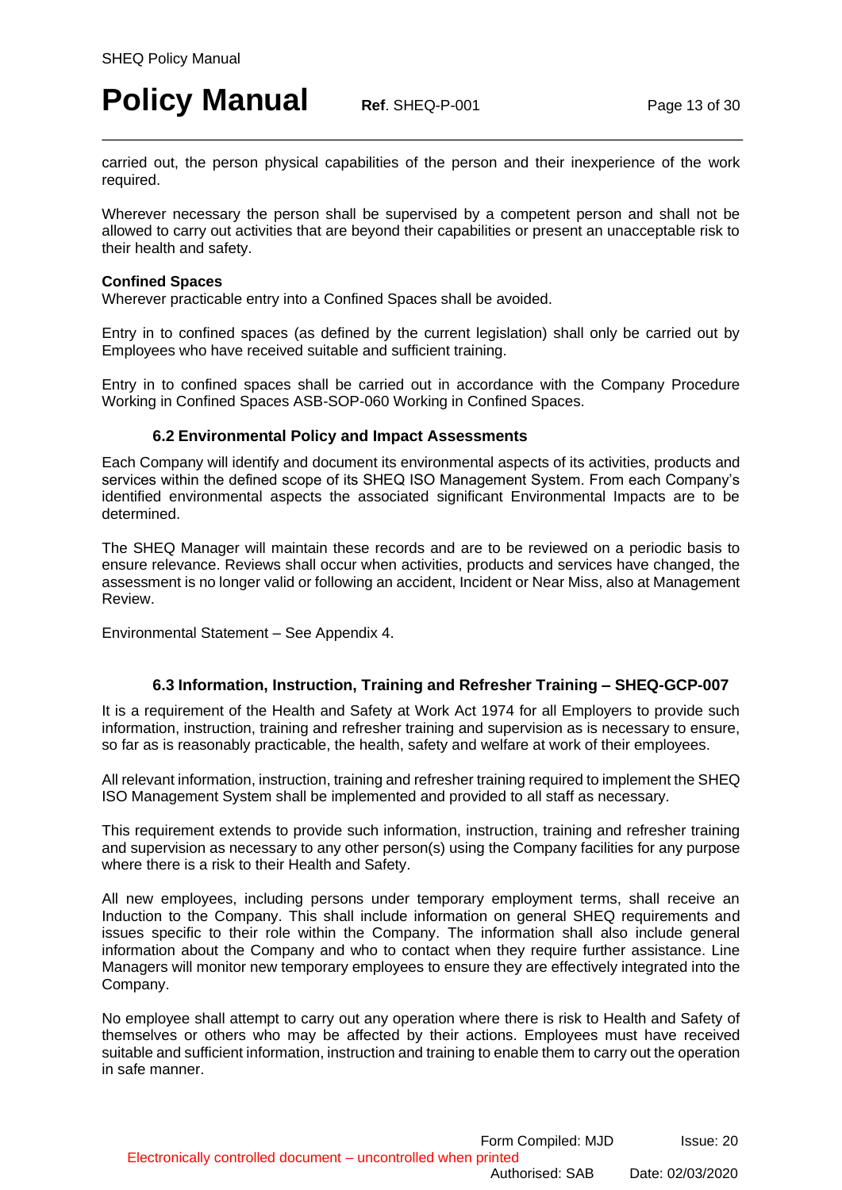carried out, the person physical capabilities of the person and their inexperience of the work required.

Wherever necessary the person shall be supervised by a competent person and shall not be allowed to carry out activities that are beyond their capabilities or present an unacceptable risk to their health and safety.

**Confined Spaces**
Wherever practicable entry into a Confined Spaces shall be avoided.

Entry in to confined spaces (as defined by the current legislation) shall only be carried out by Employees who have received suitable and sufficient training.

Entry in to confined spaces shall be carried out in accordance with the Company Procedure Working in Confined Spaces ASB-SOP-060 Working in Confined Spaces.

### 6.2 Environmental Policy and Impact Assessments

Each Company will identify and document its environmental aspects of its activities, products and services within the defined scope of its SHEQ ISO Management System. From each Company's identified environmental aspects the associated significant Environmental Impacts are to be determined.

The SHEQ Manager will maintain these records and are to be reviewed on a periodic basis to ensure relevance. Reviews shall occur when activities, products and services have changed, the assessment is no longer valid or following an accident, Incident or Near Miss, also at Management Review.

Environmental Statement – See Appendix 4.

### 6.3 Information, Instruction, Training and Refresher Training – SHEQ-GCP-007

It is a requirement of the Health and Safety at Work Act 1974 for all Employers to provide such information, instruction, training and refresher training and supervision as is necessary to ensure, so far as is reasonably practicable, the health, safety and welfare at work of their employees.

All relevant information, instruction, training and refresher training required to implement the SHEQ ISO Management System shall be implemented and provided to all staff as necessary.

This requirement extends to provide such information, instruction, training and refresher training and supervision as necessary to any other person(s) using the Company facilities for any purpose where there is a risk to their Health and Safety.

All new employees, including persons under temporary employment terms, shall receive an Induction to the Company. This shall include information on general SHEQ requirements and issues specific to their role within the Company. The information shall also include general information about the Company and who to contact when they require further assistance. Line Managers will monitor new temporary employees to ensure they are effectively integrated into the Company.

No employee shall attempt to carry out any operation where there is risk to Health and Safety of themselves or others who may be affected by their actions. Employees must have received suitable and sufficient information, instruction and training to enable them to carry out the operation in safe manner.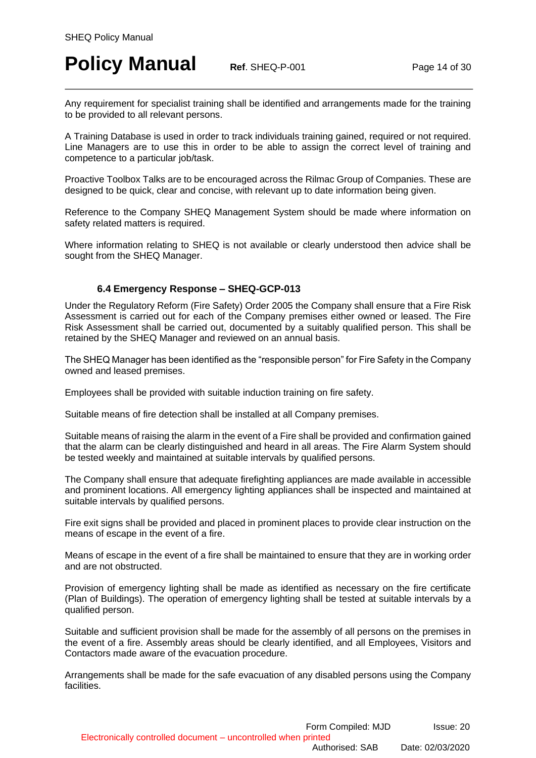Any requirement for specialist training shall be identified and arrangements made for the training to be provided to all relevant persons.

A Training Database is used in order to track individuals training gained, required or not required. Line Managers are to use this in order to be able to assign the correct level of training and competence to a particular job/task.

Proactive Toolbox Talks are to be encouraged across the Rilmac Group of Companies. These are designed to be quick, clear and concise, with relevant up to date information being given.

Reference to the Company SHEQ Management System should be made where information on safety related matters is required.

Where information relating to SHEQ is not available or clearly understood then advice shall be sought from the SHEQ Manager.

### 6.4 Emergency Response – SHEQ-GCP-013

Under the Regulatory Reform (Fire Safety) Order 2005 the Company shall ensure that a Fire Risk Assessment is carried out for each of the Company premises either owned or leased. The Fire Risk Assessment shall be carried out, documented by a suitably qualified person. This shall be retained by the SHEQ Manager and reviewed on an annual basis.

The SHEQ Manager has been identified as the "responsible person" for Fire Safety in the Company owned and leased premises.

Employees shall be provided with suitable induction training on fire safety.

Suitable means of fire detection shall be installed at all Company premises.

Suitable means of raising the alarm in the event of a Fire shall be provided and confirmation gained that the alarm can be clearly distinguished and heard in all areas. The Fire Alarm System should be tested weekly and maintained at suitable intervals by qualified persons.

The Company shall ensure that adequate firefighting appliances are made available in accessible and prominent locations. All emergency lighting appliances shall be inspected and maintained at suitable intervals by qualified persons.

Fire exit signs shall be provided and placed in prominent places to provide clear instruction on the means of escape in the event of a fire.

Means of escape in the event of a fire shall be maintained to ensure that they are in working order and are not obstructed.

Provision of emergency lighting shall be made as identified as necessary on the fire certificate (Plan of Buildings). The operation of emergency lighting shall be tested at suitable intervals by a qualified person.

Suitable and sufficient provision shall be made for the assembly of all persons on the premises in the event of a fire. Assembly areas should be clearly identified, and all Employees, Visitors and Contactors made aware of the evacuation procedure.

Arrangements shall be made for the safe evacuation of any disabled persons using the Company facilities.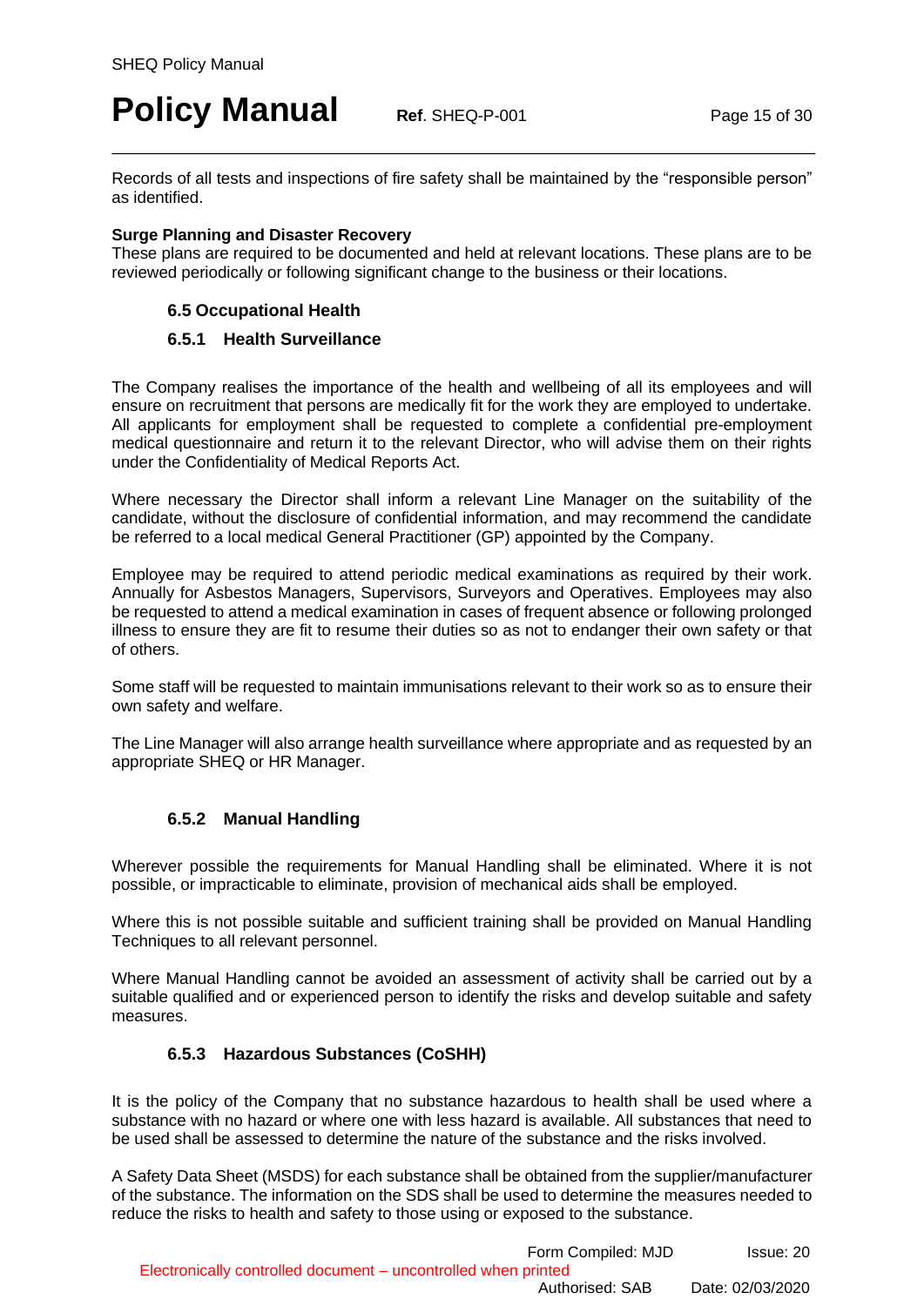Records of all tests and inspections of fire safety shall be maintained by the "responsible person" as identified.

**Surge Planning and Disaster Recovery**
These plans are required to be documented and held at relevant locations. These plans are to be reviewed periodically or following significant change to the business or their locations.

### 6.5 Occupational Health

#### 6.5.1 Health Surveillance

The Company realises the importance of the health and wellbeing of all its employees and will ensure on recruitment that persons are medically fit for the work they are employed to undertake. All applicants for employment shall be requested to complete a confidential pre-employment medical questionnaire and return it to the relevant Director, who will advise them on their rights under the Confidentiality of Medical Reports Act.

Where necessary the Director shall inform a relevant Line Manager on the suitability of the candidate, without the disclosure of confidential information, and may recommend the candidate be referred to a local medical General Practitioner (GP) appointed by the Company.

Employee may be required to attend periodic medical examinations as required by their work. Annually for Asbestos Managers, Supervisors, Surveyors and Operatives. Employees may also be requested to attend a medical examination in cases of frequent absence or following prolonged illness to ensure they are fit to resume their duties so as not to endanger their own safety or that of others.

Some staff will be requested to maintain immunisations relevant to their work so as to ensure their own safety and welfare.

The Line Manager will also arrange health surveillance where appropriate and as requested by an appropriate SHEQ or HR Manager.

#### 6.5.2 Manual Handling

Wherever possible the requirements for Manual Handling shall be eliminated. Where it is not possible, or impracticable to eliminate, provision of mechanical aids shall be employed.

Where this is not possible suitable and sufficient training shall be provided on Manual Handling Techniques to all relevant personnel.

Where Manual Handling cannot be avoided an assessment of activity shall be carried out by a suitable qualified and or experienced person to identify the risks and develop suitable and safety measures.

#### 6.5.3 Hazardous Substances (CoSHH)

It is the policy of the Company that no substance hazardous to health shall be used where a substance with no hazard or where one with less hazard is available. All substances that need to be used shall be assessed to determine the nature of the substance and the risks involved.

A Safety Data Sheet (MSDS) for each substance shall be obtained from the supplier/manufacturer of the substance. The information on the SDS shall be used to determine the measures needed to reduce the risks to health and safety to those using or exposed to the substance.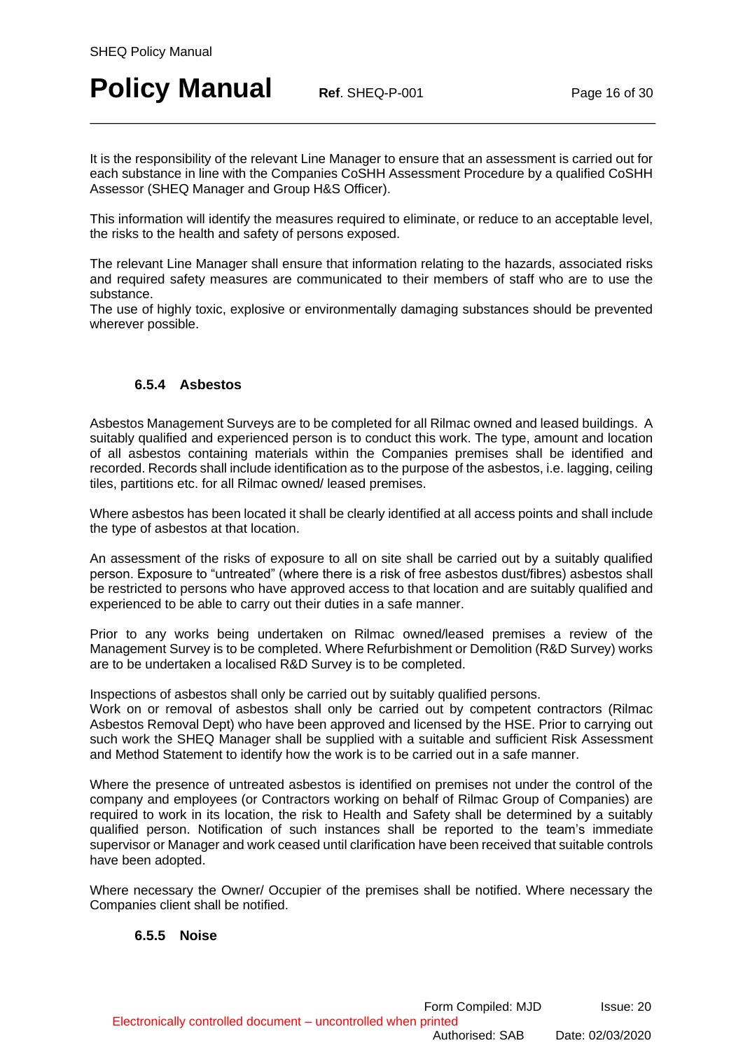It is the responsibility of the relevant Line Manager to ensure that an assessment is carried out for each substance in line with the Companies CoSHH Assessment Procedure by a qualified CoSHH Assessor (SHEQ Manager and Group H&S Officer).

This information will identify the measures required to eliminate, or reduce to an acceptable level, the risks to the health and safety of persons exposed.

The relevant Line Manager shall ensure that information relating to the hazards, associated risks and required safety measures are communicated to their members of staff who are to use the substance.
The use of highly toxic, explosive or environmentally damaging substances should be prevented wherever possible.

#### 6.5.4 Asbestos

Asbestos Management Surveys are to be completed for all Rilmac owned and leased buildings. A suitably qualified and experienced person is to conduct this work. The type, amount and location of all asbestos containing materials within the Companies premises shall be identified and recorded. Records shall include identification as to the purpose of the asbestos, i.e. lagging, ceiling tiles, partitions etc. for all Rilmac owned/ leased premises.

Where asbestos has been located it shall be clearly identified at all access points and shall include the type of asbestos at that location.

An assessment of the risks of exposure to all on site shall be carried out by a suitably qualified person. Exposure to "untreated" (where there is a risk of free asbestos dust/fibres) asbestos shall be restricted to persons who have approved access to that location and are suitably qualified and experienced to be able to carry out their duties in a safe manner.

Prior to any works being undertaken on Rilmac owned/leased premises a review of the Management Survey is to be completed. Where Refurbishment or Demolition (R&D Survey) works are to be undertaken a localised R&D Survey is to be completed.

Inspections of asbestos shall only be carried out by suitably qualified persons.
Work on or removal of asbestos shall only be carried out by competent contractors (Rilmac Asbestos Removal Dept) who have been approved and licensed by the HSE. Prior to carrying out such work the SHEQ Manager shall be supplied with a suitable and sufficient Risk Assessment and Method Statement to identify how the work is to be carried out in a safe manner.

Where the presence of untreated asbestos is identified on premises not under the control of the company and employees (or Contractors working on behalf of Rilmac Group of Companies) are required to work in its location, the risk to Health and Safety shall be determined by a suitably qualified person. Notification of such instances shall be reported to the team's immediate supervisor or Manager and work ceased until clarification have been received that suitable controls have been adopted.

Where necessary the Owner/ Occupier of the premises shall be notified. Where necessary the Companies client shall be notified.

#### 6.5.5 Noise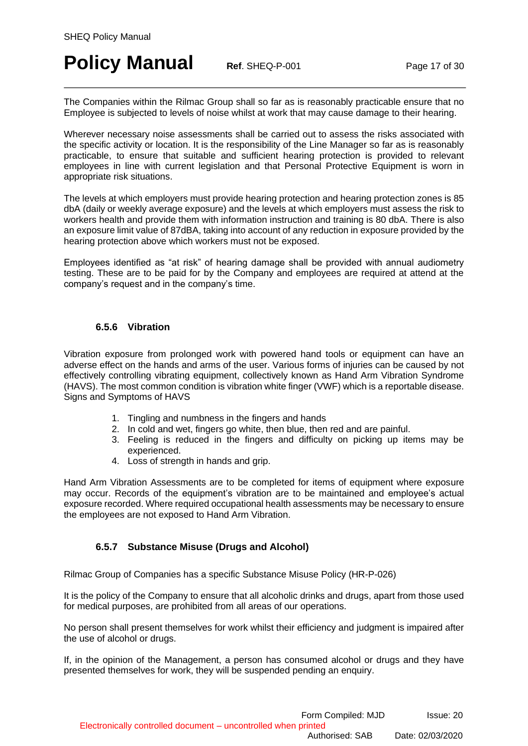The Companies within the Rilmac Group shall so far as is reasonably practicable ensure that no Employee is subjected to levels of noise whilst at work that may cause damage to their hearing.

Wherever necessary noise assessments shall be carried out to assess the risks associated with the specific activity or location. It is the responsibility of the Line Manager so far as is reasonably practicable, to ensure that suitable and sufficient hearing protection is provided to relevant employees in line with current legislation and that Personal Protective Equipment is worn in appropriate risk situations.

The levels at which employers must provide hearing protection and hearing protection zones is 85 dbA (daily or weekly average exposure) and the levels at which employers must assess the risk to workers health and provide them with information instruction and training is 80 dbA. There is also an exposure limit value of 87dBA, taking into account of any reduction in exposure provided by the hearing protection above which workers must not be exposed.

Employees identified as "at risk" of hearing damage shall be provided with annual audiometry testing. These are to be paid for by the Company and employees are required at attend at the company's request and in the company's time.

#### 6.5.6 Vibration

Vibration exposure from prolonged work with powered hand tools or equipment can have an adverse effect on the hands and arms of the user. Various forms of injuries can be caused by not effectively controlling vibrating equipment, collectively known as Hand Arm Vibration Syndrome (HAVS). The most common condition is vibration white finger (VWF) which is a reportable disease. Signs and Symptoms of HAVS

1. Tingling and numbness in the fingers and hands
2. In cold and wet, fingers go white, then blue, then red and are painful.
3. Feeling is reduced in the fingers and difficulty on picking up items may be experienced.
4. Loss of strength in hands and grip.

Hand Arm Vibration Assessments are to be completed for items of equipment where exposure may occur. Records of the equipment's vibration are to be maintained and employee's actual exposure recorded. Where required occupational health assessments may be necessary to ensure the employees are not exposed to Hand Arm Vibration.

#### 6.5.7 Substance Misuse (Drugs and Alcohol)

Rilmac Group of Companies has a specific Substance Misuse Policy (HR-P-026)

It is the policy of the Company to ensure that all alcoholic drinks and drugs, apart from those used for medical purposes, are prohibited from all areas of our operations.

No person shall present themselves for work whilst their efficiency and judgment is impaired after the use of alcohol or drugs.

If, in the opinion of the Management, a person has consumed alcohol or drugs and they have presented themselves for work, they will be suspended pending an enquiry.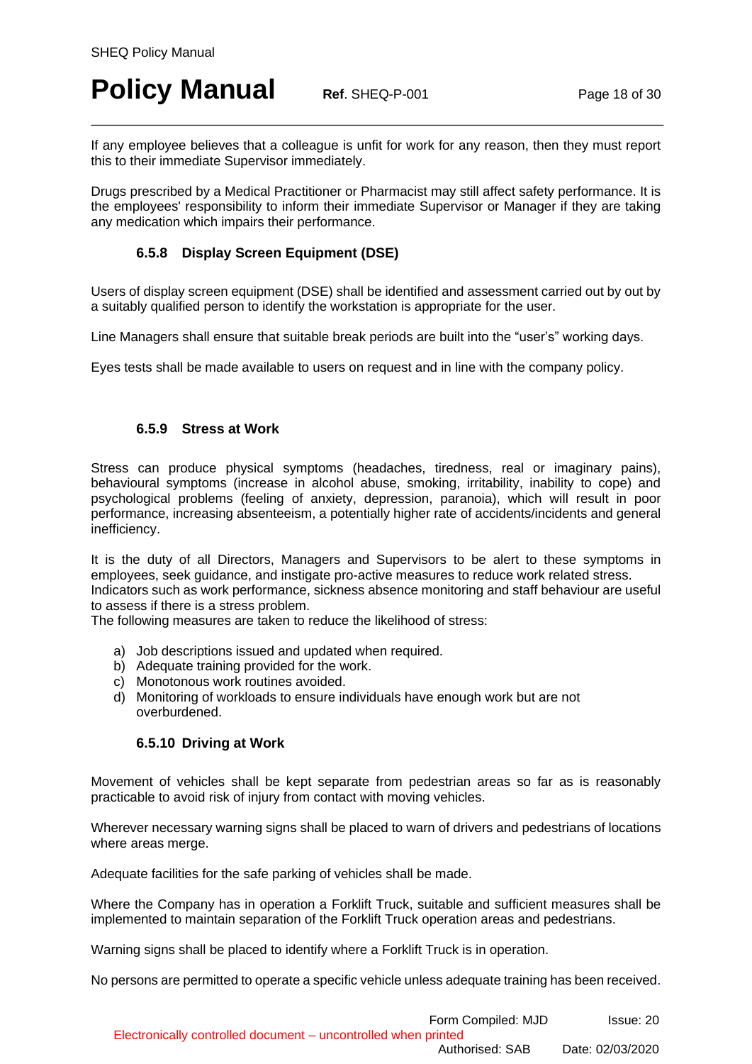If any employee believes that a colleague is unfit for work for any reason, then they must report this to their immediate Supervisor immediately.

Drugs prescribed by a Medical Practitioner or Pharmacist may still affect safety performance. It is the employees' responsibility to inform their immediate Supervisor or Manager if they are taking any medication which impairs their performance.

#### 6.5.8 Display Screen Equipment (DSE)

Users of display screen equipment (DSE) shall be identified and assessment carried out by out by a suitably qualified person to identify the workstation is appropriate for the user.

Line Managers shall ensure that suitable break periods are built into the "user's" working days.

Eyes tests shall be made available to users on request and in line with the company policy.

#### 6.5.9 Stress at Work

Stress can produce physical symptoms (headaches, tiredness, real or imaginary pains), behavioural symptoms (increase in alcohol abuse, smoking, irritability, inability to cope) and psychological problems (feeling of anxiety, depression, paranoia), which will result in poor performance, increasing absenteeism, a potentially higher rate of accidents/incidents and general inefficiency.

It is the duty of all Directors, Managers and Supervisors to be alert to these symptoms in employees, seek guidance, and instigate pro-active measures to reduce work related stress. Indicators such as work performance, sickness absence monitoring and staff behaviour are useful to assess if there is a stress problem.
The following measures are taken to reduce the likelihood of stress:

a) Job descriptions issued and updated when required.
b) Adequate training provided for the work.
c) Monotonous work routines avoided.
d) Monitoring of workloads to ensure individuals have enough work but are not overburdened.

#### 6.5.10 Driving at Work

Movement of vehicles shall be kept separate from pedestrian areas so far as is reasonably practicable to avoid risk of injury from contact with moving vehicles.

Wherever necessary warning signs shall be placed to warn of drivers and pedestrians of locations where areas merge.

Adequate facilities for the safe parking of vehicles shall be made.

Where the Company has in operation a Forklift Truck, suitable and sufficient measures shall be implemented to maintain separation of the Forklift Truck operation areas and pedestrians.

Warning signs shall be placed to identify where a Forklift Truck is in operation.

No persons are permitted to operate a specific vehicle unless adequate training has been received.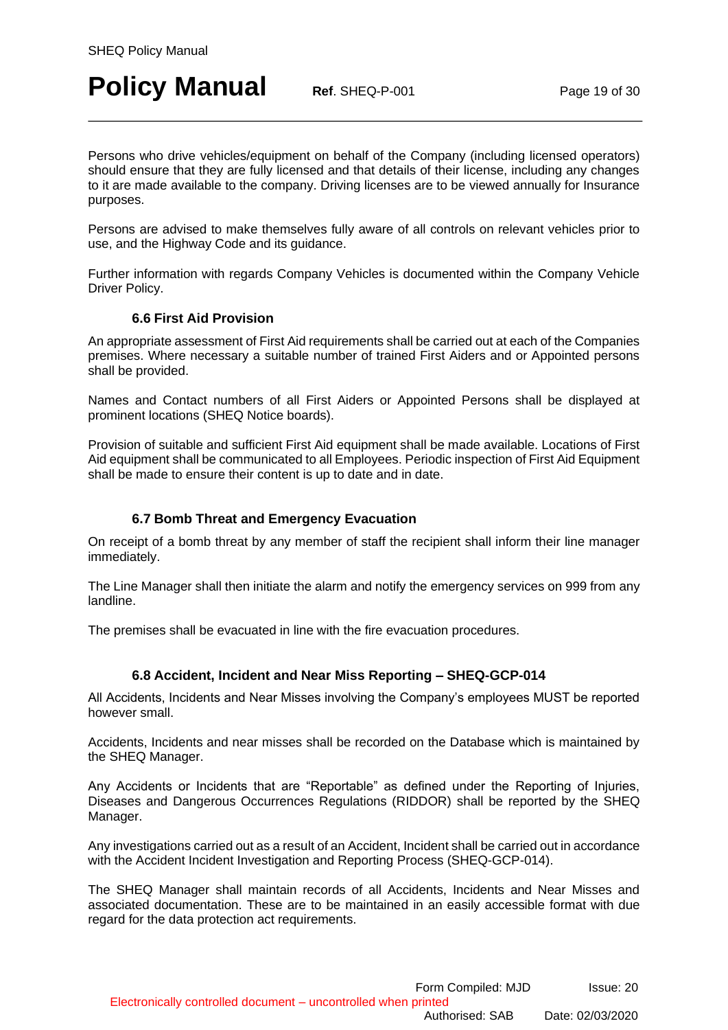Persons who drive vehicles/equipment on behalf of the Company (including licensed operators) should ensure that they are fully licensed and that details of their license, including any changes to it are made available to the company. Driving licenses are to be viewed annually for Insurance purposes.

Persons are advised to make themselves fully aware of all controls on relevant vehicles prior to use, and the Highway Code and its guidance.

Further information with regards Company Vehicles is documented within the Company Vehicle Driver Policy.

### 6.6 First Aid Provision

An appropriate assessment of First Aid requirements shall be carried out at each of the Companies premises. Where necessary a suitable number of trained First Aiders and or Appointed persons shall be provided.

Names and Contact numbers of all First Aiders or Appointed Persons shall be displayed at prominent locations (SHEQ Notice boards).

Provision of suitable and sufficient First Aid equipment shall be made available. Locations of First Aid equipment shall be communicated to all Employees. Periodic inspection of First Aid Equipment shall be made to ensure their content is up to date and in date.

### 6.7 Bomb Threat and Emergency Evacuation

On receipt of a bomb threat by any member of staff the recipient shall inform their line manager immediately.

The Line Manager shall then initiate the alarm and notify the emergency services on 999 from any landline.

The premises shall be evacuated in line with the fire evacuation procedures.

### 6.8 Accident, Incident and Near Miss Reporting – SHEQ-GCP-014

All Accidents, Incidents and Near Misses involving the Company's employees MUST be reported however small.

Accidents, Incidents and near misses shall be recorded on the Database which is maintained by the SHEQ Manager.

Any Accidents or Incidents that are "Reportable" as defined under the Reporting of Injuries, Diseases and Dangerous Occurrences Regulations (RIDDOR) shall be reported by the SHEQ Manager.

Any investigations carried out as a result of an Accident, Incident shall be carried out in accordance with the Accident Incident Investigation and Reporting Process (SHEQ-GCP-014).

The SHEQ Manager shall maintain records of all Accidents, Incidents and Near Misses and associated documentation. These are to be maintained in an easily accessible format with due regard for the data protection act requirements.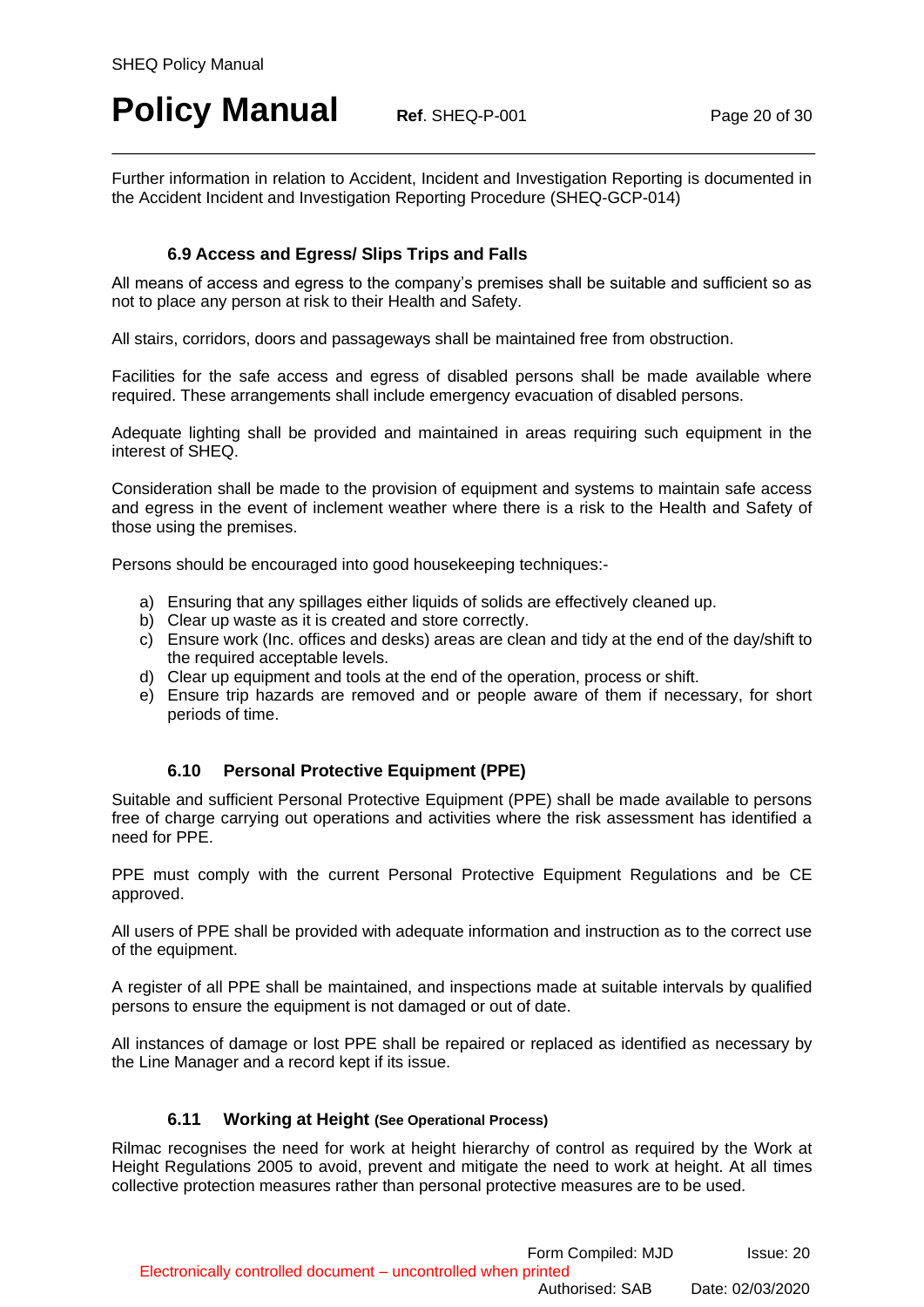Further information in relation to Accident, Incident and Investigation Reporting is documented in the Accident Incident and Investigation Reporting Procedure (SHEQ-GCP-014)

### 6.9 Access and Egress/ Slips Trips and Falls

All means of access and egress to the company's premises shall be suitable and sufficient so as not to place any person at risk to their Health and Safety.

All stairs, corridors, doors and passageways shall be maintained free from obstruction.

Facilities for the safe access and egress of disabled persons shall be made available where required. These arrangements shall include emergency evacuation of disabled persons.

Adequate lighting shall be provided and maintained in areas requiring such equipment in the interest of SHEQ.

Consideration shall be made to the provision of equipment and systems to maintain safe access and egress in the event of inclement weather where there is a risk to the Health and Safety of those using the premises.

Persons should be encouraged into good housekeeping techniques:-

a) Ensuring that any spillages either liquids of solids are effectively cleaned up.
b) Clear up waste as it is created and store correctly.
c) Ensure work (Inc. offices and desks) areas are clean and tidy at the end of the day/shift to the required acceptable levels.
d) Clear up equipment and tools at the end of the operation, process or shift.
e) Ensure trip hazards are removed and or people aware of them if necessary, for short periods of time.

### 6.10 Personal Protective Equipment (PPE)

Suitable and sufficient Personal Protective Equipment (PPE) shall be made available to persons free of charge carrying out operations and activities where the risk assessment has identified a need for PPE.

PPE must comply with the current Personal Protective Equipment Regulations and be CE approved.

All users of PPE shall be provided with adequate information and instruction as to the correct use of the equipment.

A register of all PPE shall be maintained, and inspections made at suitable intervals by qualified persons to ensure the equipment is not damaged or out of date.

All instances of damage or lost PPE shall be repaired or replaced as identified as necessary by the Line Manager and a record kept if its issue.

### 6.11 Working at Height (See Operational Process)

Rilmac recognises the need for work at height hierarchy of control as required by the Work at Height Regulations 2005 to avoid, prevent and mitigate the need to work at height. At all times collective protection measures rather than personal protective measures are to be used.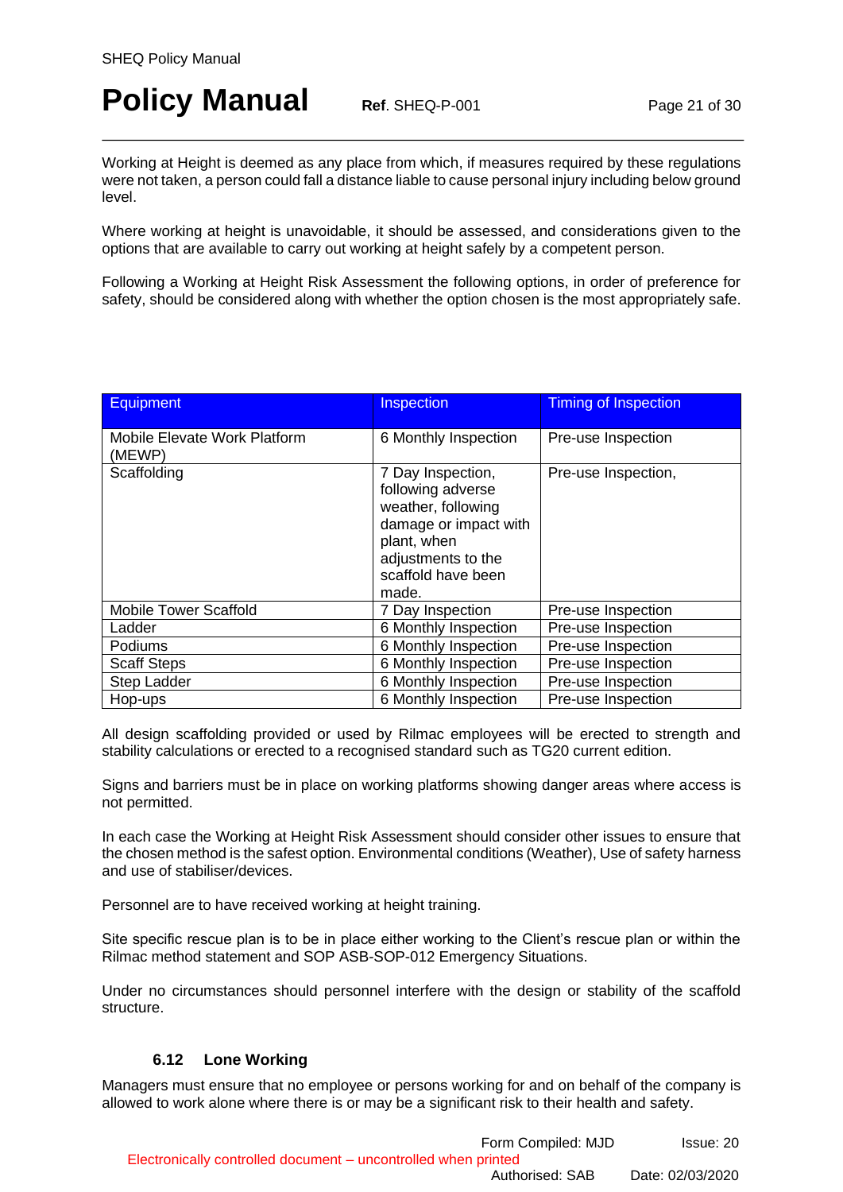Working at Height is deemed as any place from which, if measures required by these regulations were not taken, a person could fall a distance liable to cause personal injury including below ground level.

Where working at height is unavoidable, it should be assessed, and considerations given to the options that are available to carry out working at height safely by a competent person.

Following a Working at Height Risk Assessment the following options, in order of preference for safety, should be considered along with whether the option chosen is the most appropriately safe.

| Equipment | Inspection | Timing of Inspection |
|---|---|---|
| Mobile Elevate Work Platform (MEWP) | 6 Monthly Inspection | Pre-use Inspection |
| Scaffolding | 7 Day Inspection, following adverse weather, following damage or impact with plant, when adjustments to the scaffold have been made. | Pre-use Inspection, |
| Mobile Tower Scaffold | 7 Day Inspection | Pre-use Inspection |
| Ladder | 6 Monthly Inspection | Pre-use Inspection |
| Podiums | 6 Monthly Inspection | Pre-use Inspection |
| Scaff Steps | 6 Monthly Inspection | Pre-use Inspection |
| Step Ladder | 6 Monthly Inspection | Pre-use Inspection |
| Hop-ups | 6 Monthly Inspection | Pre-use Inspection |

All design scaffolding provided or used by Rilmac employees will be erected to strength and stability calculations or erected to a recognised standard such as TG20 current edition.

Signs and barriers must be in place on working platforms showing danger areas where access is not permitted.

In each case the Working at Height Risk Assessment should consider other issues to ensure that the chosen method is the safest option. Environmental conditions (Weather), Use of safety harness and use of stabiliser/devices.

Personnel are to have received working at height training.

Site specific rescue plan is to be in place either working to the Client's rescue plan or within the Rilmac method statement and SOP ASB-SOP-012 Emergency Situations.

Under no circumstances should personnel interfere with the design or stability of the scaffold structure.

### 6.12 Lone Working

Managers must ensure that no employee or persons working for and on behalf of the company is allowed to work alone where there is or may be a significant risk to their health and safety.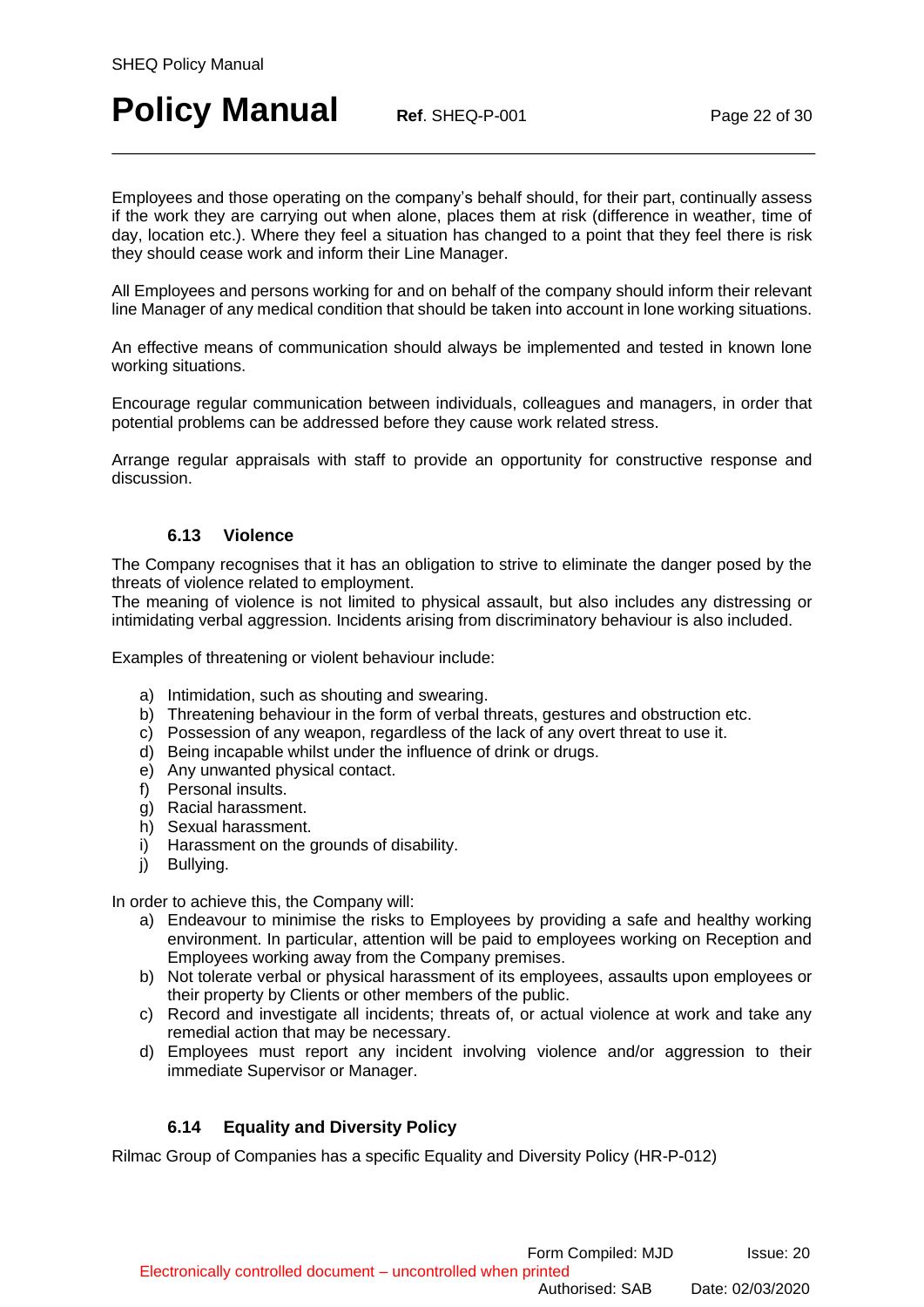Employees and those operating on the company's behalf should, for their part, continually assess if the work they are carrying out when alone, places them at risk (difference in weather, time of day, location etc.). Where they feel a situation has changed to a point that they feel there is risk they should cease work and inform their Line Manager.

All Employees and persons working for and on behalf of the company should inform their relevant line Manager of any medical condition that should be taken into account in lone working situations.

An effective means of communication should always be implemented and tested in known lone working situations.

Encourage regular communication between individuals, colleagues and managers, in order that potential problems can be addressed before they cause work related stress.

Arrange regular appraisals with staff to provide an opportunity for constructive response and discussion.

### 6.13 Violence

The Company recognises that it has an obligation to strive to eliminate the danger posed by the threats of violence related to employment.
The meaning of violence is not limited to physical assault, but also includes any distressing or intimidating verbal aggression. Incidents arising from discriminatory behaviour is also included.

Examples of threatening or violent behaviour include:

a) Intimidation, such as shouting and swearing.
b) Threatening behaviour in the form of verbal threats, gestures and obstruction etc.
c) Possession of any weapon, regardless of the lack of any overt threat to use it.
d) Being incapable whilst under the influence of drink or drugs.
e) Any unwanted physical contact.
f) Personal insults.
g) Racial harassment.
h) Sexual harassment.
i) Harassment on the grounds of disability.
j) Bullying.

In order to achieve this, the Company will:

a) Endeavour to minimise the risks to Employees by providing a safe and healthy working environment. In particular, attention will be paid to employees working on Reception and Employees working away from the Company premises.
b) Not tolerate verbal or physical harassment of its employees, assaults upon employees or their property by Clients or other members of the public.
c) Record and investigate all incidents; threats of, or actual violence at work and take any remedial action that may be necessary.
d) Employees must report any incident involving violence and/or aggression to their immediate Supervisor or Manager.

### 6.14 Equality and Diversity Policy

Rilmac Group of Companies has a specific Equality and Diversity Policy (HR-P-012)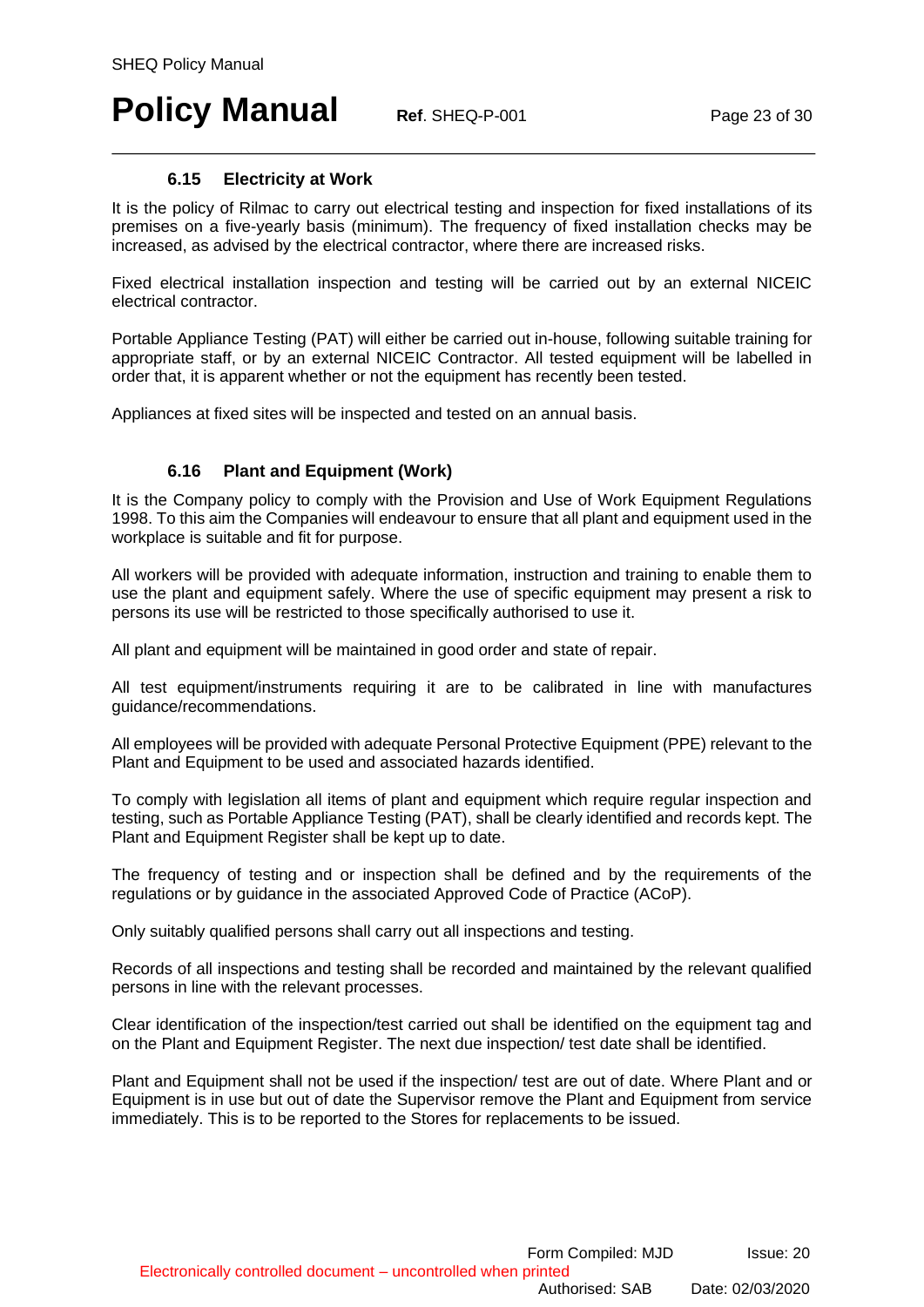### 6.15 Electricity at Work

It is the policy of Rilmac to carry out electrical testing and inspection for fixed installations of its premises on a five-yearly basis (minimum). The frequency of fixed installation checks may be increased, as advised by the electrical contractor, where there are increased risks.

Fixed electrical installation inspection and testing will be carried out by an external NICEIC electrical contractor.

Portable Appliance Testing (PAT) will either be carried out in-house, following suitable training for appropriate staff, or by an external NICEIC Contractor. All tested equipment will be labelled in order that, it is apparent whether or not the equipment has recently been tested.

Appliances at fixed sites will be inspected and tested on an annual basis.

### 6.16 Plant and Equipment (Work)

It is the Company policy to comply with the Provision and Use of Work Equipment Regulations 1998. To this aim the Companies will endeavour to ensure that all plant and equipment used in the workplace is suitable and fit for purpose.

All workers will be provided with adequate information, instruction and training to enable them to use the plant and equipment safely. Where the use of specific equipment may present a risk to persons its use will be restricted to those specifically authorised to use it.

All plant and equipment will be maintained in good order and state of repair.

All test equipment/instruments requiring it are to be calibrated in line with manufactures guidance/recommendations.

All employees will be provided with adequate Personal Protective Equipment (PPE) relevant to the Plant and Equipment to be used and associated hazards identified.

To comply with legislation all items of plant and equipment which require regular inspection and testing, such as Portable Appliance Testing (PAT), shall be clearly identified and records kept. The Plant and Equipment Register shall be kept up to date.

The frequency of testing and or inspection shall be defined and by the requirements of the regulations or by guidance in the associated Approved Code of Practice (ACoP).

Only suitably qualified persons shall carry out all inspections and testing.

Records of all inspections and testing shall be recorded and maintained by the relevant qualified persons in line with the relevant processes.

Clear identification of the inspection/test carried out shall be identified on the equipment tag and on the Plant and Equipment Register. The next due inspection/ test date shall be identified.

Plant and Equipment shall not be used if the inspection/ test are out of date. Where Plant and or Equipment is in use but out of date the Supervisor remove the Plant and Equipment from service immediately. This is to be reported to the Stores for replacements to be issued.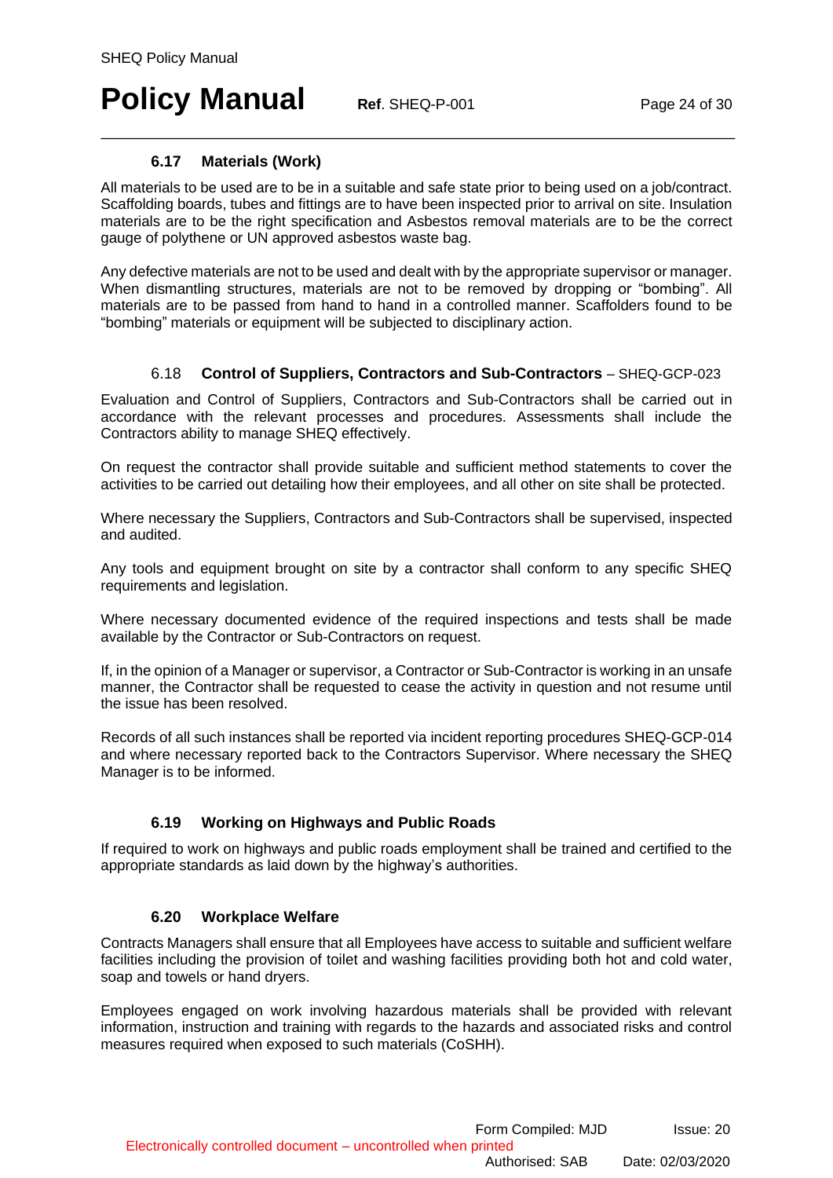### 6.17 Materials (Work)

All materials to be used are to be in a suitable and safe state prior to being used on a job/contract. Scaffolding boards, tubes and fittings are to have been inspected prior to arrival on site. Insulation materials are to be the right specification and Asbestos removal materials are to be the correct gauge of polythene or UN approved asbestos waste bag.

Any defective materials are not to be used and dealt with by the appropriate supervisor or manager. When dismantling structures, materials are not to be removed by dropping or "bombing". All materials are to be passed from hand to hand in a controlled manner. Scaffolders found to be "bombing" materials or equipment will be subjected to disciplinary action.

### 6.18 **Control of Suppliers, Contractors and Sub-Contractors** – SHEQ-GCP-023

Evaluation and Control of Suppliers, Contractors and Sub-Contractors shall be carried out in accordance with the relevant processes and procedures. Assessments shall include the Contractors ability to manage SHEQ effectively.

On request the contractor shall provide suitable and sufficient method statements to cover the activities to be carried out detailing how their employees, and all other on site shall be protected.

Where necessary the Suppliers, Contractors and Sub-Contractors shall be supervised, inspected and audited.

Any tools and equipment brought on site by a contractor shall conform to any specific SHEQ requirements and legislation.

Where necessary documented evidence of the required inspections and tests shall be made available by the Contractor or Sub-Contractors on request.

If, in the opinion of a Manager or supervisor, a Contractor or Sub-Contractor is working in an unsafe manner, the Contractor shall be requested to cease the activity in question and not resume until the issue has been resolved.

Records of all such instances shall be reported via incident reporting procedures SHEQ-GCP-014 and where necessary reported back to the Contractors Supervisor. Where necessary the SHEQ Manager is to be informed.

### 6.19 Working on Highways and Public Roads

If required to work on highways and public roads employment shall be trained and certified to the appropriate standards as laid down by the highway's authorities.

### 6.20 Workplace Welfare

Contracts Managers shall ensure that all Employees have access to suitable and sufficient welfare facilities including the provision of toilet and washing facilities providing both hot and cold water, soap and towels or hand dryers.

Employees engaged on work involving hazardous materials shall be provided with relevant information, instruction and training with regards to the hazards and associated risks and control measures required when exposed to such materials (CoSHH).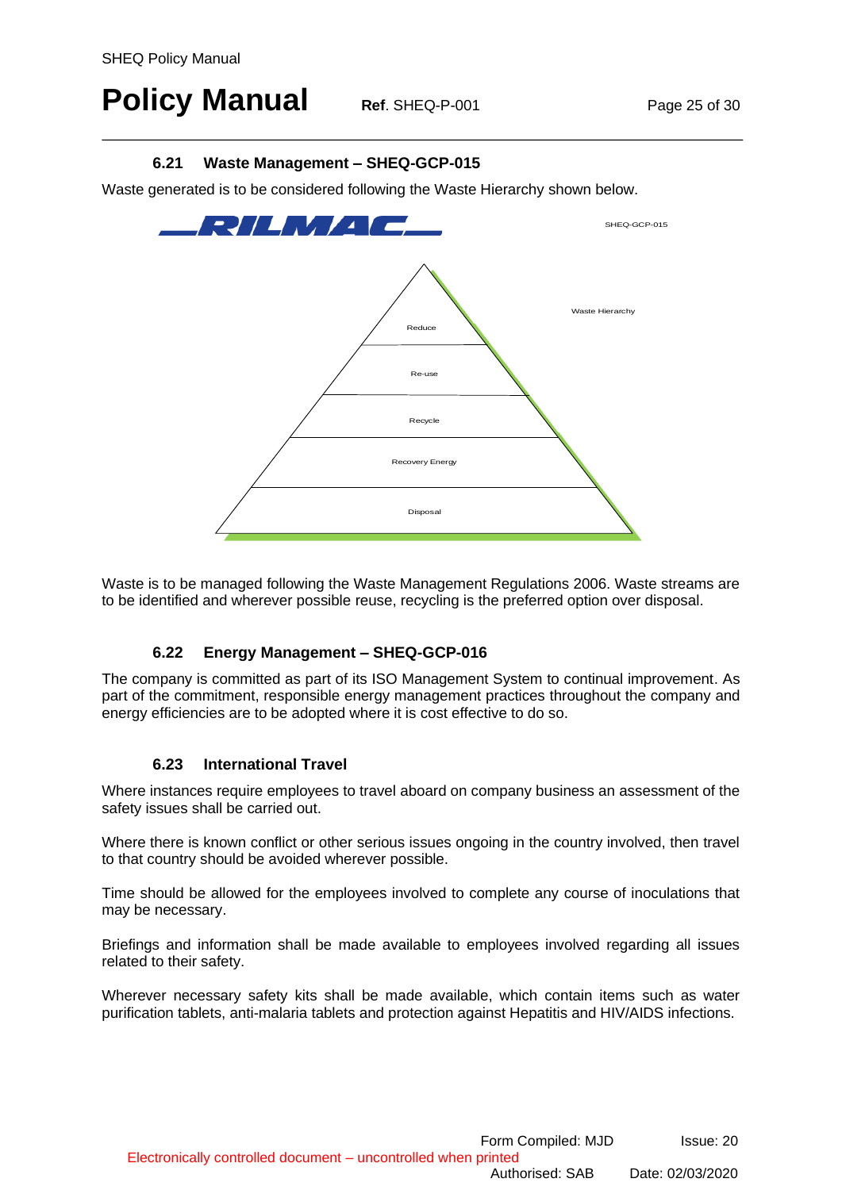### 6.21 Waste Management – SHEQ-GCP-015

Waste generated is to be considered following the Waste Hierarchy shown below.

RILMAC

SHEQ-GCP-015

Waste Hierarchy

- Reduce
- Re-use
- Recycle
- Recovery Energy
- Disposal

Waste is to be managed following the Waste Management Regulations 2006. Waste streams are to be identified and wherever possible reuse, recycling is the preferred option over disposal.

### 6.22 Energy Management – SHEQ-GCP-016

The company is committed as part of its ISO Management System to continual improvement. As part of the commitment, responsible energy management practices throughout the company and energy efficiencies are to be adopted where it is cost effective to do so.

### 6.23 International Travel

Where instances require employees to travel aboard on company business an assessment of the safety issues shall be carried out.

Where there is known conflict or other serious issues ongoing in the country involved, then travel to that country should be avoided wherever possible.

Time should be allowed for the employees involved to complete any course of inoculations that may be necessary.

Briefings and information shall be made available to employees involved regarding all issues related to their safety.

Wherever necessary safety kits shall be made available, which contain items such as water purification tablets, anti-malaria tablets and protection against Hepatitis and HIV/AIDS infections.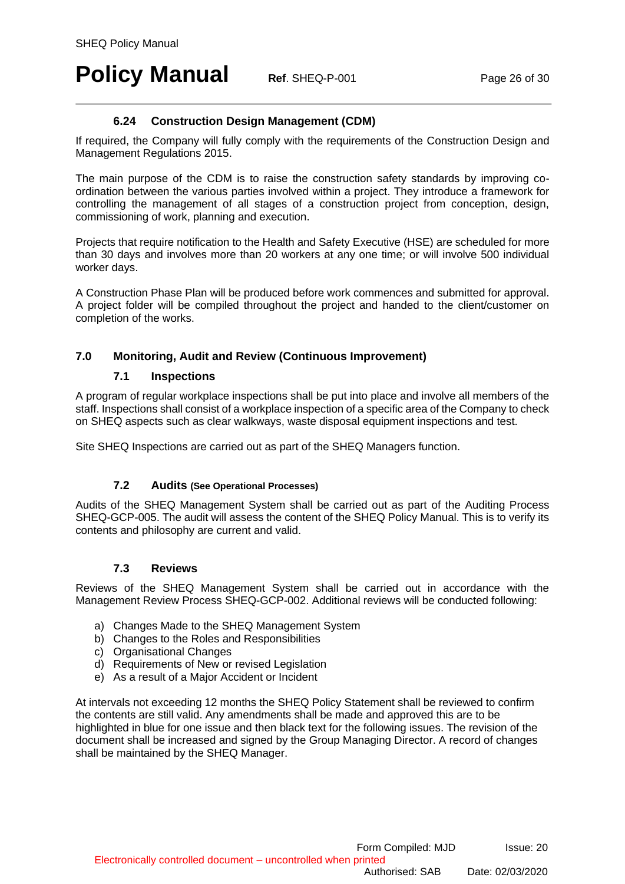### 6.24 Construction Design Management (CDM)

If required, the Company will fully comply with the requirements of the Construction Design and Management Regulations 2015.

The main purpose of the CDM is to raise the construction safety standards by improving co-ordination between the various parties involved within a project. They introduce a framework for controlling the management of all stages of a construction project from conception, design, commissioning of work, planning and execution.

Projects that require notification to the Health and Safety Executive (HSE) are scheduled for more than 30 days and involves more than 20 workers at any one time; or will involve 500 individual worker days.

A Construction Phase Plan will be produced before work commences and submitted for approval. A project folder will be compiled throughout the project and handed to the client/customer on completion of the works.

## 7.0 Monitoring, Audit and Review (Continuous Improvement)

### 7.1 Inspections

A program of regular workplace inspections shall be put into place and involve all members of the staff. Inspections shall consist of a workplace inspection of a specific area of the Company to check on SHEQ aspects such as clear walkways, waste disposal equipment inspections and test.

Site SHEQ Inspections are carried out as part of the SHEQ Managers function.

### 7.2 Audits (See Operational Processes)

Audits of the SHEQ Management System shall be carried out as part of the Auditing Process SHEQ-GCP-005. The audit will assess the content of the SHEQ Policy Manual. This is to verify its contents and philosophy are current and valid.

### 7.3 Reviews

Reviews of the SHEQ Management System shall be carried out in accordance with the Management Review Process SHEQ-GCP-002. Additional reviews will be conducted following:

a) Changes Made to the SHEQ Management System
b) Changes to the Roles and Responsibilities
c) Organisational Changes
d) Requirements of New or revised Legislation
e) As a result of a Major Accident or Incident

At intervals not exceeding 12 months the SHEQ Policy Statement shall be reviewed to confirm the contents are still valid. Any amendments shall be made and approved this are to be highlighted in blue for one issue and then black text for the following issues. The revision of the document shall be increased and signed by the Group Managing Director. A record of changes shall be maintained by the SHEQ Manager.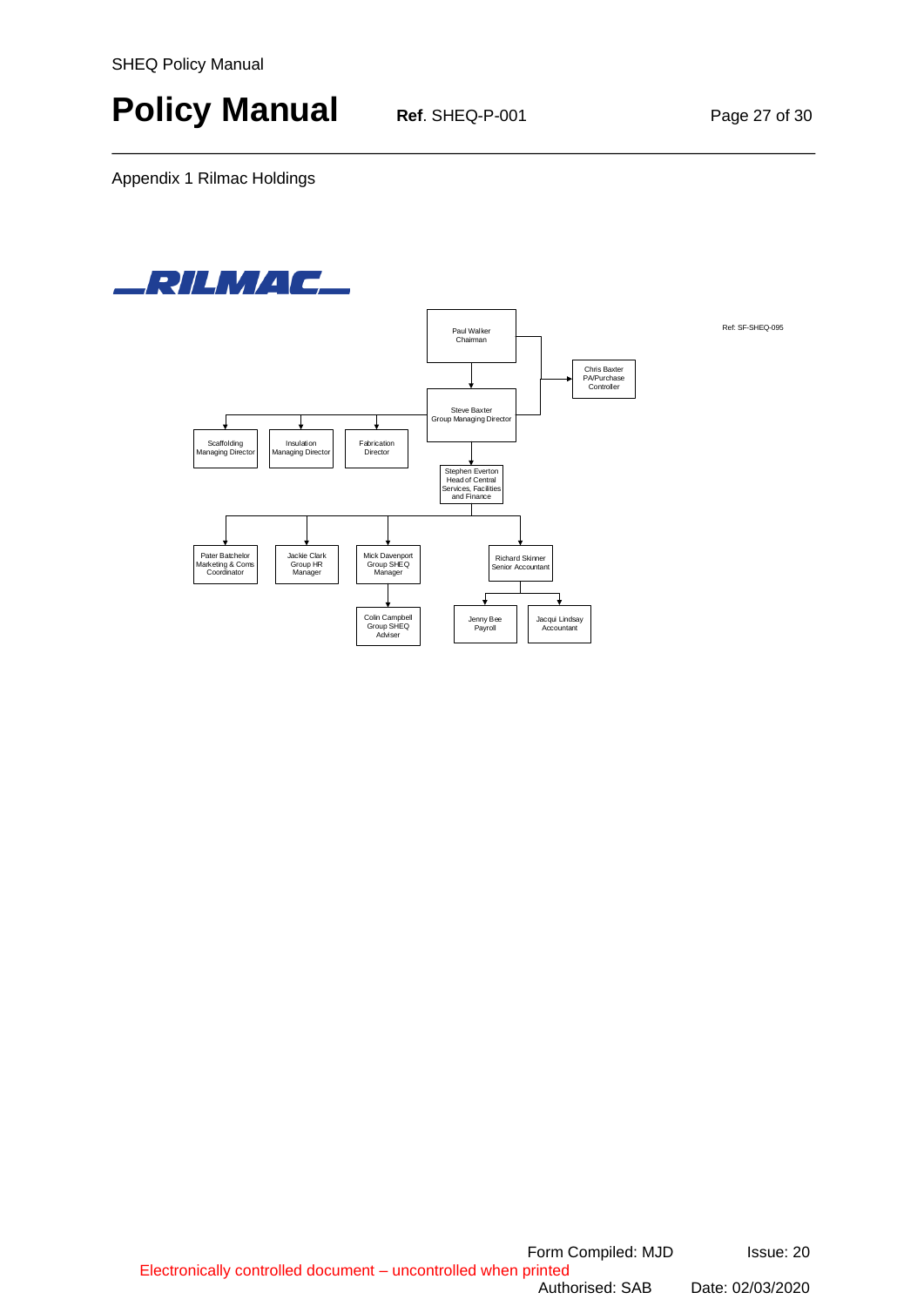Appendix 1 Rilmac Holdings

RILMAC

Ref: SF-SHEQ-095

- Paul Walker, Chairman
  - Chris Baxter, PA/Purchase Controller
  - Steve Baxter, Group Managing Director
    - Scaffolding Managing Director
    - Insulation Managing Director
    - Fabrication Director
    - Stephen Everton, Head of Central Services, Facilities and Finance
      - Pater Batchelor, Marketing & Coms Coordinator
      - Jackie Clark, Group HR Manager
      - Mick Davenport, Group SHEQ Manager
        - Colin Campbell, Group SHEQ Adviser
      - Richard Skinner, Senior Accountant
        - Jenny Bee, Payroll
        - Jacqui Lindsay, Accountant

Form Compiled: MJD | Issue: 20

Electronically controlled document – uncontrolled when printed

Authorised: SAB | Date: 02/03/2020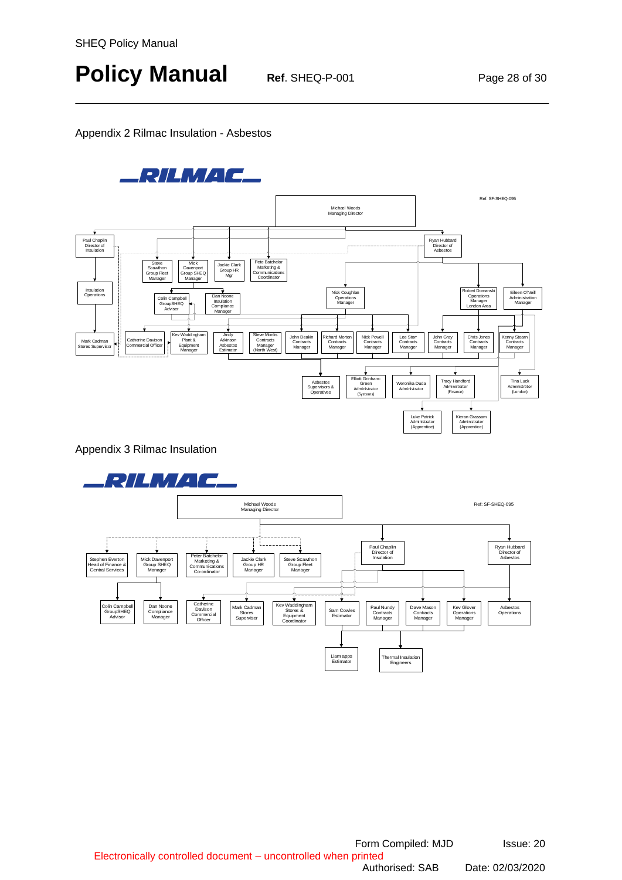## Appendix 2 Rilmac Insulation - Asbestos

RILMAC

Ref: SF-SHEQ-095

Michael Woods
Managing Director

Paul Chaplin
Director of Insulation

Ryan Hubbard
Director of Asbestos

Steve Scawthon
Group Fleet Manager

Mick Davenport
Group SHEQ Manager

Jackie Clark
Group HR Mgr

Pete Batchelor
Marketing & Communications Coordinator

Insulation Operations

Colin Campbell
GroupSHEQ Adviser

Dan Noone
Insulation Compliance Manager

Nick Coughlan
Operations Manager

Robert Domanski
Operations Manager
London Area

Eileen O'Neill
Administration Manager

Mark Cadman
Stores Supervisor

Catherine Davison
Commercial Officer

Kev Waddingham
Plant & Equipment Manager

Andy Atkinson
Asbestos Estimator

Steve Monks
Contracts Manager
(North West)

John Deakin
Contracts Manager

Richard Morton
Contracts Manager

Nick Powell
Contracts Manager

Lee Storr
Contracts Manager

John Gray
Contracts Manager

Chris Jones
Contracts Manager

Kenny Stearn
Contracts Manager

Asbestos Supervisors & Operatives

Elliott Grinham-Green
Administrator
(Systems)

Weronika Duda
Administrator

Tracy Handford
Administrator
(Finance)

Tina Luck
Administrator
(London)

Luke Patrick
Administrator
(Apprentice)

Kieran Grassam
Administrator
(Apprentice)

## Appendix 3 Rilmac Insulation

RILMAC

Ref: SF-SHEQ-095

Michael Woods
Managing Director

Stephen Everton
Head of Finance & Central Services

Mick Davenport
Group SHEQ Manager

Peter Batchelor
Marketing & Communications Co-ordinator

Jackie Clark
Group HR Manager

Steve Scawthon
Group Fleet Manager

Paul Chaplin
Director of Insulation

Ryan Hubbard
Director of Asbestos

Colin Campbell
GroupSHEQ Advisor

Dan Noone
Compliance Manager

Catherine Davison
Commercial Officer

Mark Cadman
Stores Supervisor

Kev Waddingham
Stores & Equipment Coordinator

Sam Cowles
Estimator

Paul Nundy
Contracts Manager

Dave Mason
Contracts Manager

Kev Glover
Operations Manager

Asbestos Operations

Liam apps
Estimator

Thermal Insulation Engineers

Form Compiled: MJD | Issue: 20

Electronically controlled document – uncontrolled when printed

Authorised: SAB | Date: 02/03/2020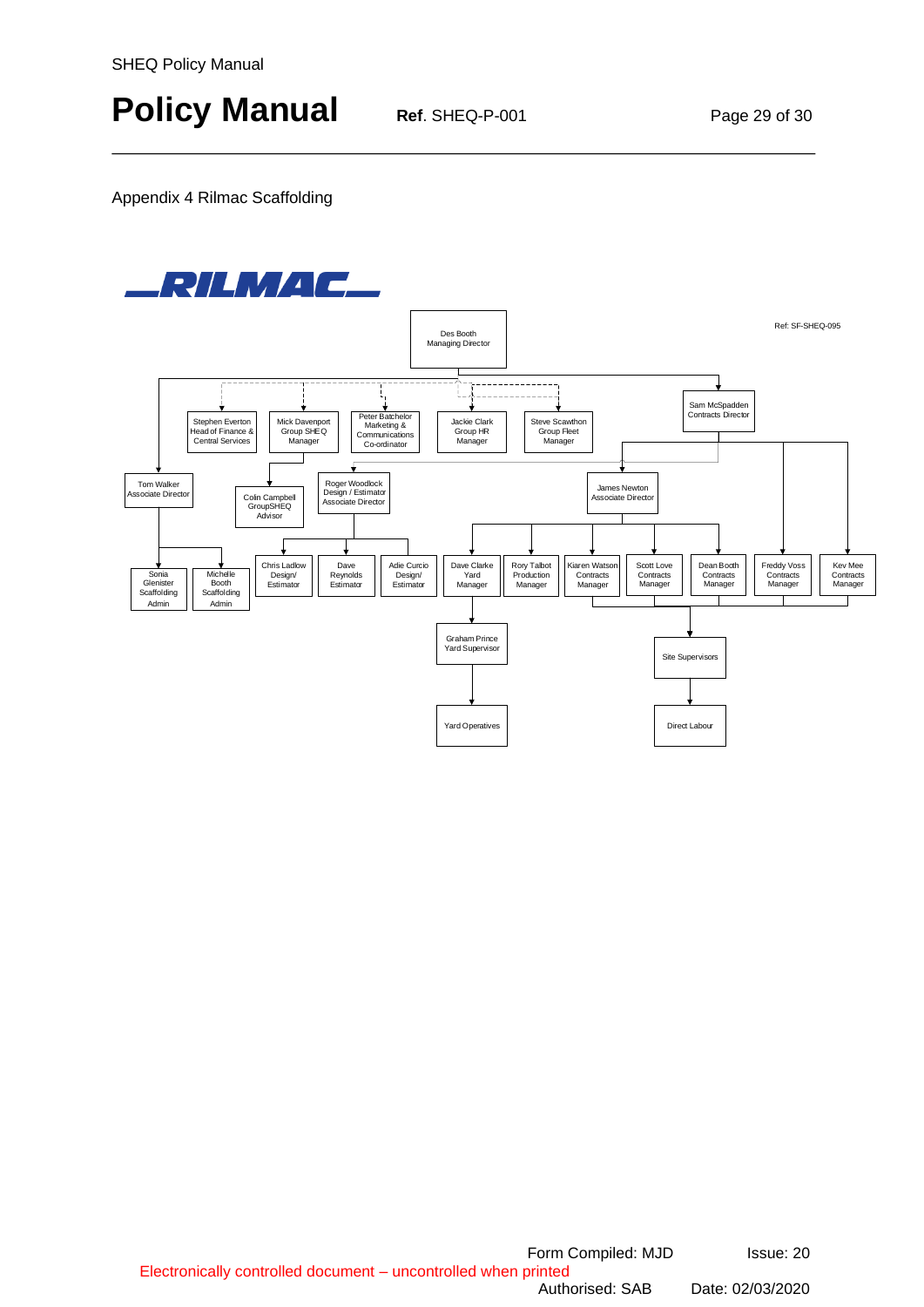Appendix 4 Rilmac Scaffolding

RILMAC

Ref: SF-SHEQ-095

- Des Booth, Managing Director
  - Stephen Everton, Head of Finance & Central Services
  - Mick Davenport, Group SHEQ Manager
    - Colin Campbell, GroupSHEQ Advisor
  - Peter Batchelor, Marketing & Communications Co-ordinator
  - Jackie Clark, Group HR Manager
  - Steve Scawthon, Group Fleet Manager
  - Tom Walker, Associate Director
    - Sonia Glenister, Scaffolding Admin
    - Michelle Booth, Scaffolding Admin
  - Roger Woodlock, Design / Estimator, Associate Director
    - Chris Ladlow, Design/ Estimator
    - Dave Reynolds, Estimator
    - Adie Curcio, Design/ Estimator
  - Sam McSpadden, Contracts Director
    - James Newton, Associate Director
      - Dave Clarke, Yard Manager
        - Graham Prince, Yard Supervisor
          - Yard Operatives
      - Rory Talbot, Production Manager
      - Kiaren Watson, Contracts Manager
      - Scott Love, Contracts Manager
      - Dean Booth, Contracts Manager
    - Freddy Voss, Contracts Manager
    - Kev Mee, Contracts Manager
      - Site Supervisors (reporting from Contracts Managers)
        - Direct Labour

Form Compiled: MJD | Issue: 20

Electronically controlled document – uncontrolled when printed

Authorised: SAB | Date: 02/03/2020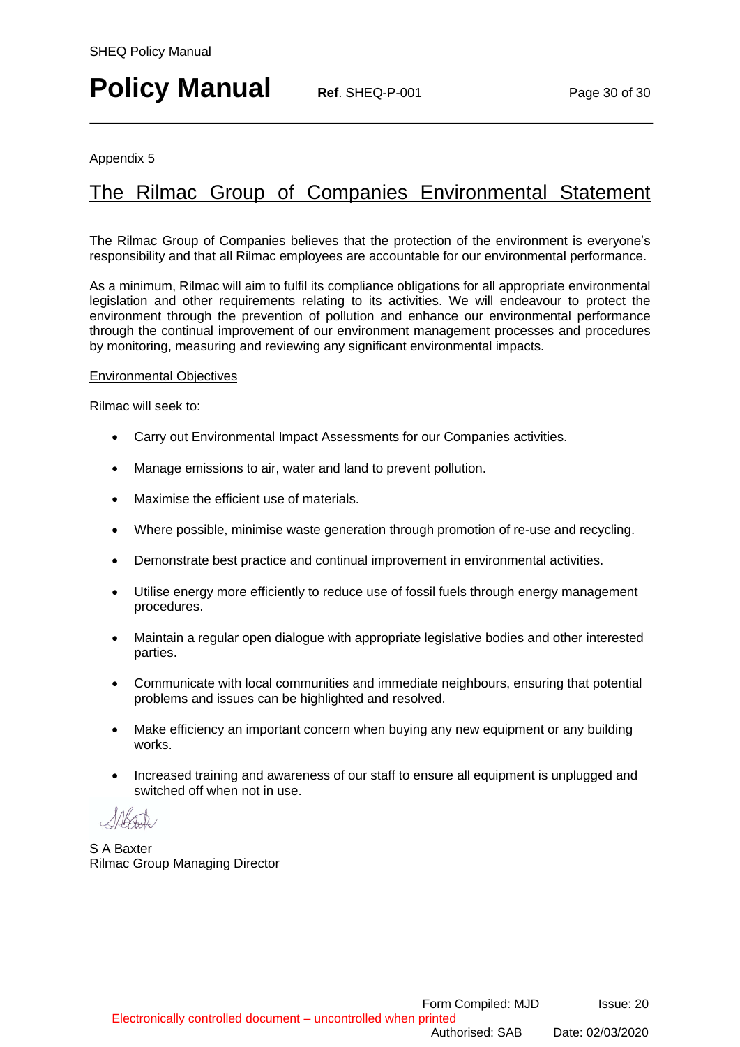Appendix 5

# The Rilmac Group of Companies Environmental Statement

The Rilmac Group of Companies believes that the protection of the environment is everyone's responsibility and that all Rilmac employees are accountable for our environmental performance.

As a minimum, Rilmac will aim to fulfil its compliance obligations for all appropriate environmental legislation and other requirements relating to its activities. We will endeavour to protect the environment through the prevention of pollution and enhance our environmental performance through the continual improvement of our environment management processes and procedures by monitoring, measuring and reviewing any significant environmental impacts.

## Environmental Objectives

Rilmac will seek to:

- Carry out Environmental Impact Assessments for our Companies activities.
- Manage emissions to air, water and land to prevent pollution.
- Maximise the efficient use of materials.
- Where possible, minimise waste generation through promotion of re-use and recycling.
- Demonstrate best practice and continual improvement in environmental activities.
- Utilise energy more efficiently to reduce use of fossil fuels through energy management procedures.
- Maintain a regular open dialogue with appropriate legislative bodies and other interested parties.
- Communicate with local communities and immediate neighbours, ensuring that potential problems and issues can be highlighted and resolved.
- Make efficiency an important concern when buying any new equipment or any building works.
- Increased training and awareness of our staff to ensure all equipment is unplugged and switched off when not in use.

S A Baxter
Rilmac Group Managing Director